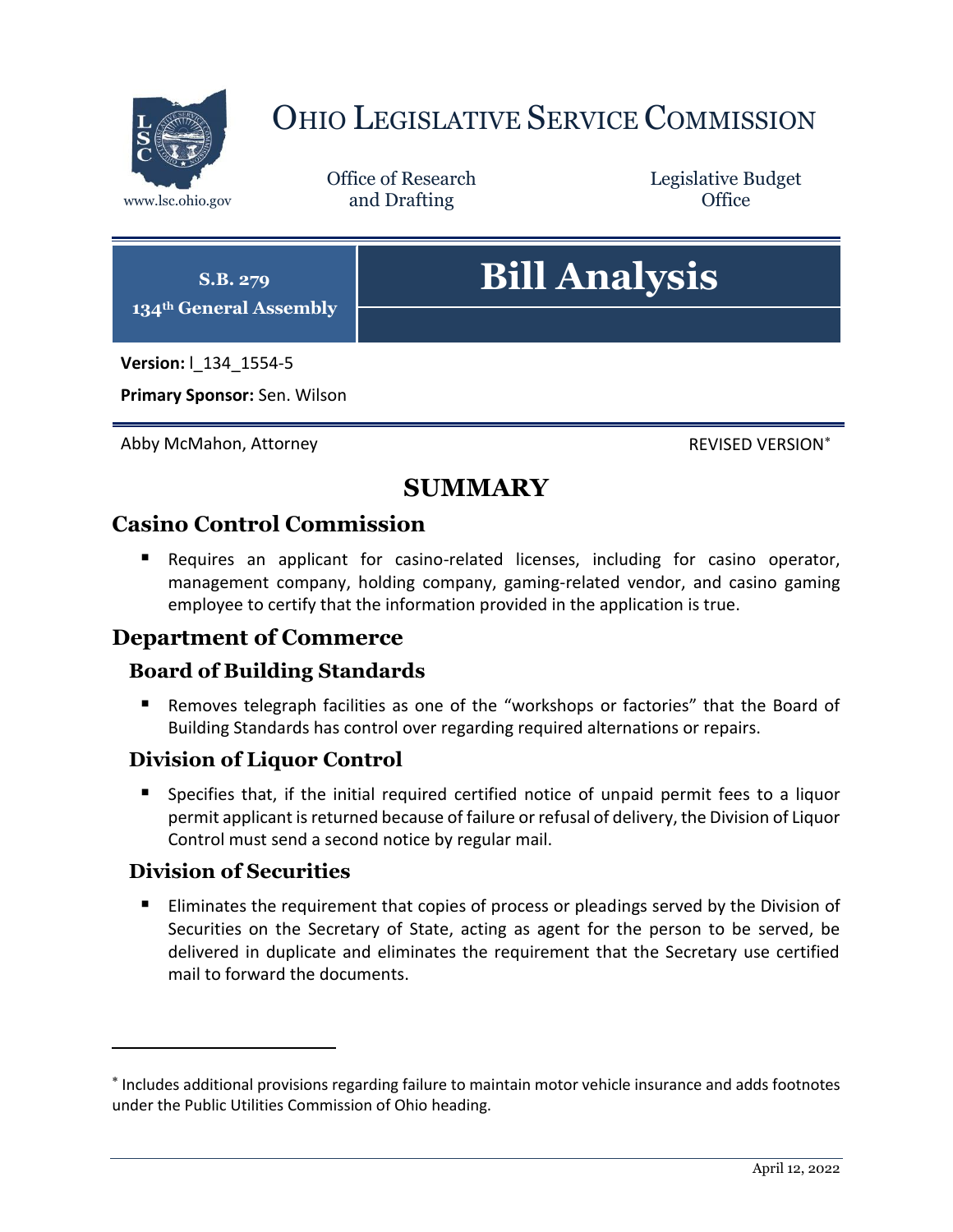# OHIO LEGISLATIVE SERVICE COMMISSION

www.lsc.ohio.gov

Office of Research and Drafting

Legislative Budget Office

**S.B. 279**
**134th General Assembly**

# Bill Analysis

**Version:** l_134_1554-5

**Primary Sponsor:** Sen. Wilson

Abby McMahon, Attorney

REVISED VERSION*

## SUMMARY

## Casino Control Commission

- Requires an applicant for casino-related licenses, including for casino operator, management company, holding company, gaming-related vendor, and casino gaming employee to certify that the information provided in the application is true.

## Department of Commerce

### Board of Building Standards

- Removes telegraph facilities as one of the "workshops or factories" that the Board of Building Standards has control over regarding required alternations or repairs.

### Division of Liquor Control

- Specifies that, if the initial required certified notice of unpaid permit fees to a liquor permit applicant is returned because of failure or refusal of delivery, the Division of Liquor Control must send a second notice by regular mail.

### Division of Securities

- Eliminates the requirement that copies of process or pleadings served by the Division of Securities on the Secretary of State, acting as agent for the person to be served, be delivered in duplicate and eliminates the requirement that the Secretary use certified mail to forward the documents.

* Includes additional provisions regarding failure to maintain motor vehicle insurance and adds footnotes under the Public Utilities Commission of Ohio heading.

April 12, 2022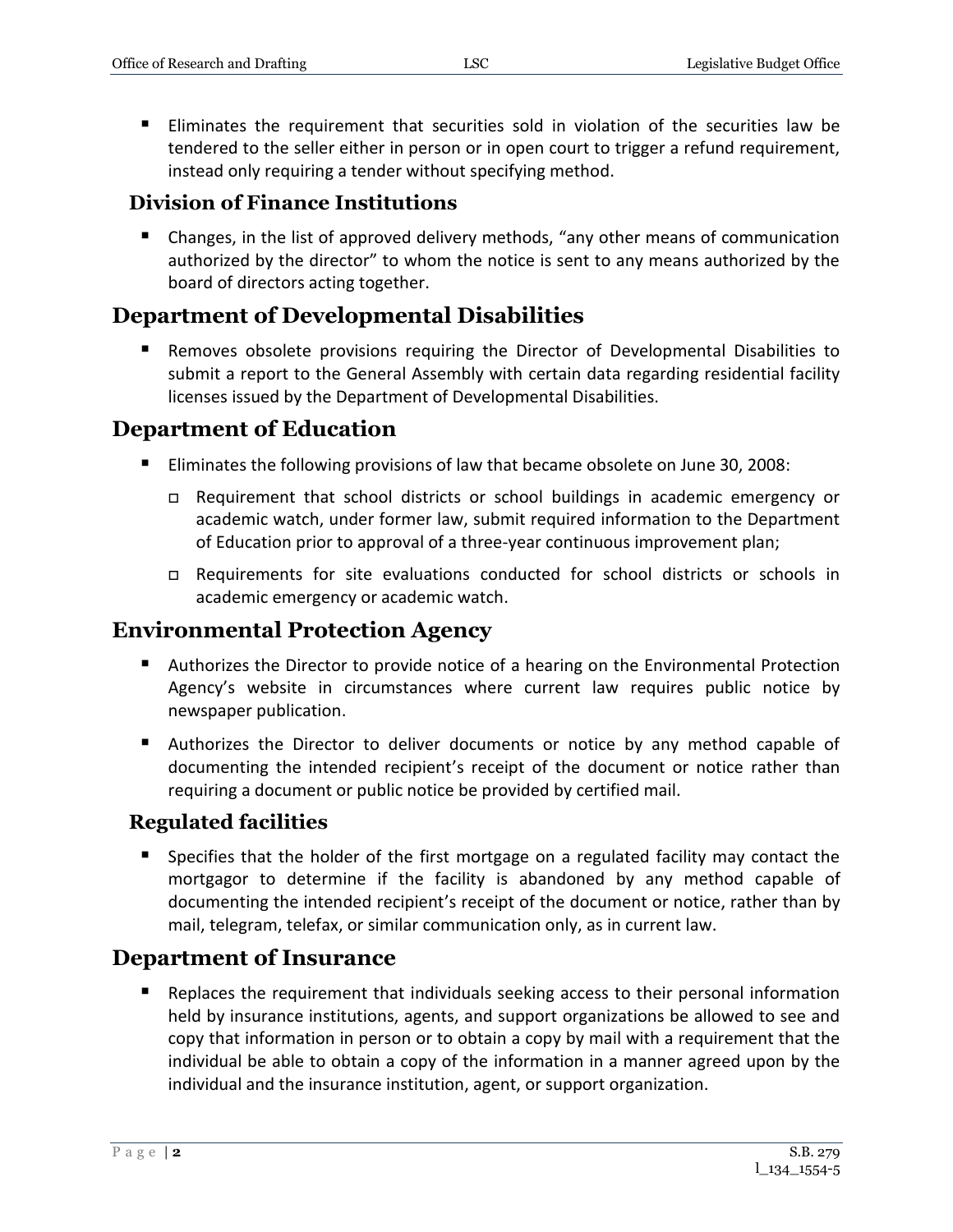- Eliminates the requirement that securities sold in violation of the securities law be tendered to the seller either in person or in open court to trigger a refund requirement, instead only requiring a tender without specifying method.

### Division of Finance Institutions

- Changes, in the list of approved delivery methods, "any other means of communication authorized by the director" to whom the notice is sent to any means authorized by the board of directors acting together.

## Department of Developmental Disabilities

- Removes obsolete provisions requiring the Director of Developmental Disabilities to submit a report to the General Assembly with certain data regarding residential facility licenses issued by the Department of Developmental Disabilities.

## Department of Education

- Eliminates the following provisions of law that became obsolete on June 30, 2008:
  - Requirement that school districts or school buildings in academic emergency or academic watch, under former law, submit required information to the Department of Education prior to approval of a three-year continuous improvement plan;
  - Requirements for site evaluations conducted for school districts or schools in academic emergency or academic watch.

## Environmental Protection Agency

- Authorizes the Director to provide notice of a hearing on the Environmental Protection Agency's website in circumstances where current law requires public notice by newspaper publication.
- Authorizes the Director to deliver documents or notice by any method capable of documenting the intended recipient's receipt of the document or notice rather than requiring a document or public notice be provided by certified mail.

### Regulated facilities

- Specifies that the holder of the first mortgage on a regulated facility may contact the mortgagor to determine if the facility is abandoned by any method capable of documenting the intended recipient's receipt of the document or notice, rather than by mail, telegram, telefax, or similar communication only, as in current law.

## Department of Insurance

- Replaces the requirement that individuals seeking access to their personal information held by insurance institutions, agents, and support organizations be allowed to see and copy that information in person or to obtain a copy by mail with a requirement that the individual be able to obtain a copy of the information in a manner agreed upon by the individual and the insurance institution, agent, or support organization.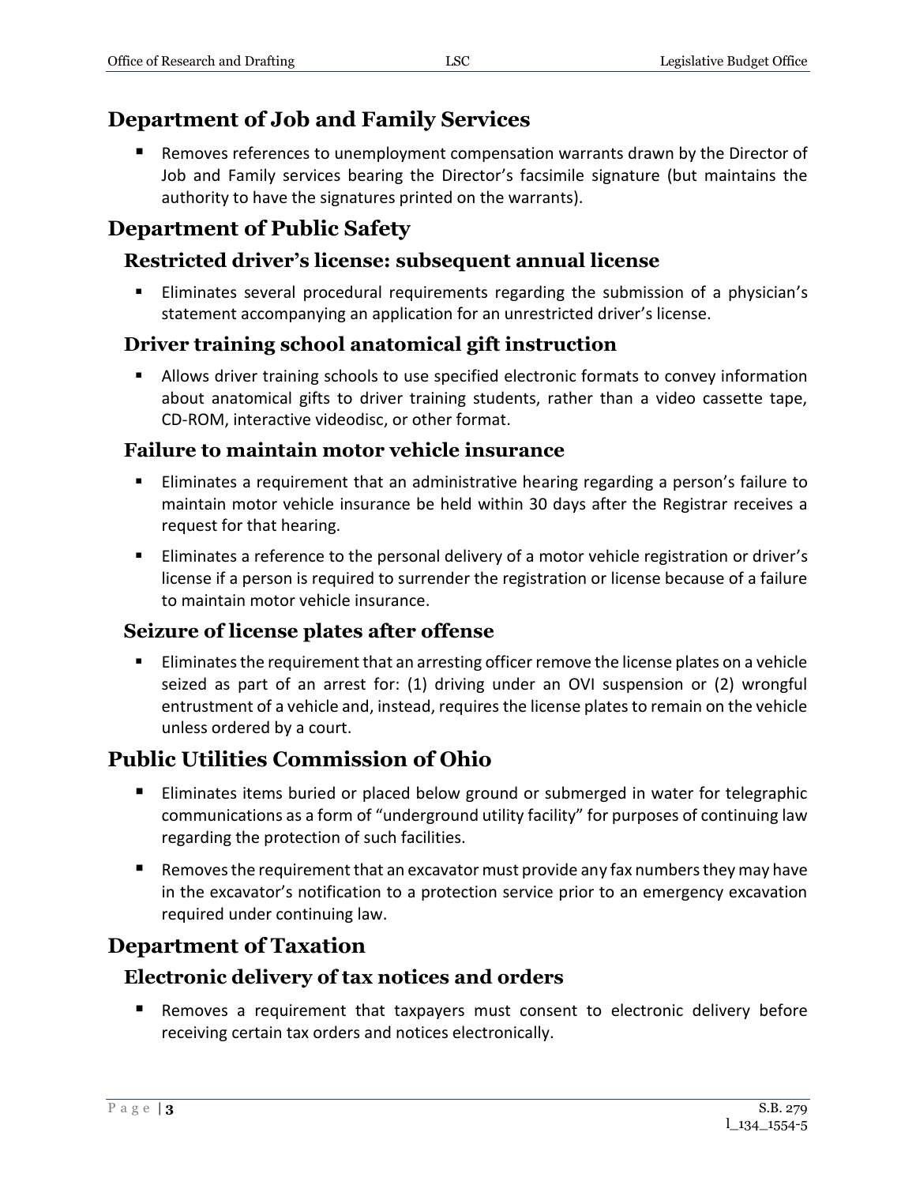## Department of Job and Family Services

- Removes references to unemployment compensation warrants drawn by the Director of Job and Family services bearing the Director's facsimile signature (but maintains the authority to have the signatures printed on the warrants).

## Department of Public Safety

### Restricted driver's license: subsequent annual license

- Eliminates several procedural requirements regarding the submission of a physician's statement accompanying an application for an unrestricted driver's license.

### Driver training school anatomical gift instruction

- Allows driver training schools to use specified electronic formats to convey information about anatomical gifts to driver training students, rather than a video cassette tape, CD-ROM, interactive videodisc, or other format.

### Failure to maintain motor vehicle insurance

- Eliminates a requirement that an administrative hearing regarding a person's failure to maintain motor vehicle insurance be held within 30 days after the Registrar receives a request for that hearing.
- Eliminates a reference to the personal delivery of a motor vehicle registration or driver's license if a person is required to surrender the registration or license because of a failure to maintain motor vehicle insurance.

### Seizure of license plates after offense

- Eliminates the requirement that an arresting officer remove the license plates on a vehicle seized as part of an arrest for: (1) driving under an OVI suspension or (2) wrongful entrustment of a vehicle and, instead, requires the license plates to remain on the vehicle unless ordered by a court.

## Public Utilities Commission of Ohio

- Eliminates items buried or placed below ground or submerged in water for telegraphic communications as a form of "underground utility facility" for purposes of continuing law regarding the protection of such facilities.
- Removes the requirement that an excavator must provide any fax numbers they may have in the excavator's notification to a protection service prior to an emergency excavation required under continuing law.

## Department of Taxation

### Electronic delivery of tax notices and orders

- Removes a requirement that taxpayers must consent to electronic delivery before receiving certain tax orders and notices electronically.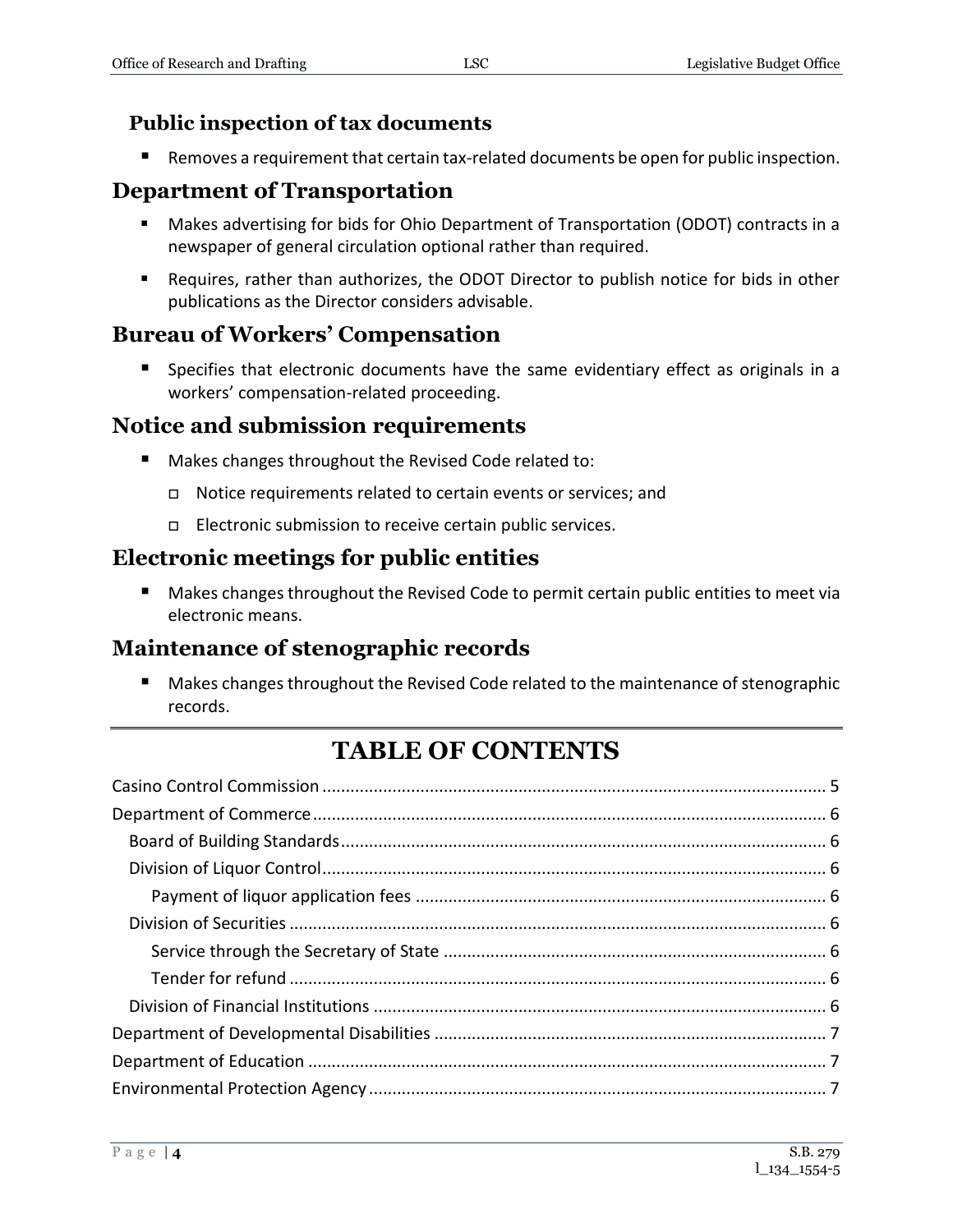### Public inspection of tax documents

- Removes a requirement that certain tax-related documents be open for public inspection.

## Department of Transportation

- Makes advertising for bids for Ohio Department of Transportation (ODOT) contracts in a newspaper of general circulation optional rather than required.
- Requires, rather than authorizes, the ODOT Director to publish notice for bids in other publications as the Director considers advisable.

## Bureau of Workers' Compensation

- Specifies that electronic documents have the same evidentiary effect as originals in a workers' compensation-related proceeding.

## Notice and submission requirements

- Makes changes throughout the Revised Code related to:
  - Notice requirements related to certain events or services; and
  - Electronic submission to receive certain public services.

## Electronic meetings for public entities

- Makes changes throughout the Revised Code to permit certain public entities to meet via electronic means.

## Maintenance of stenographic records

- Makes changes throughout the Revised Code related to the maintenance of stenographic records.

---

# TABLE OF CONTENTS

Casino Control Commission .......... 5
Department of Commerce .......... 6
  Board of Building Standards .......... 6
  Division of Liquor Control .......... 6
    Payment of liquor application fees .......... 6
  Division of Securities .......... 6
    Service through the Secretary of State .......... 6
    Tender for refund .......... 6
  Division of Financial Institutions .......... 6
Department of Developmental Disabilities .......... 7
Department of Education .......... 7
Environmental Protection Agency .......... 7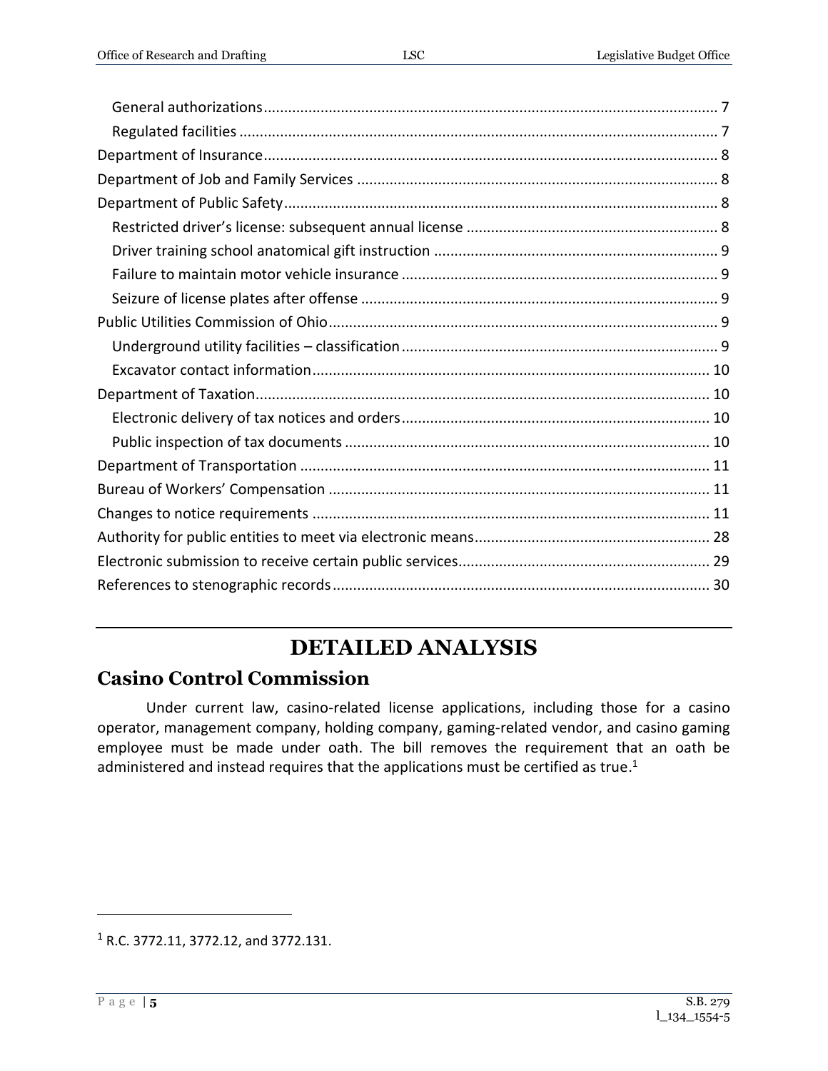General authorizations ..... 7

Regulated facilities ..... 7

Department of Insurance ..... 8

Department of Job and Family Services ..... 8

Department of Public Safety ..... 8

Restricted driver's license: subsequent annual license ..... 8

Driver training school anatomical gift instruction ..... 9

Failure to maintain motor vehicle insurance ..... 9

Seizure of license plates after offense ..... 9

Public Utilities Commission of Ohio ..... 9

Underground utility facilities – classification ..... 9

Excavator contact information ..... 10

Department of Taxation ..... 10

Electronic delivery of tax notices and orders ..... 10

Public inspection of tax documents ..... 10

Department of Transportation ..... 11

Bureau of Workers' Compensation ..... 11

Changes to notice requirements ..... 11

Authority for public entities to meet via electronic means ..... 28

Electronic submission to receive certain public services ..... 29

References to stenographic records ..... 30

# DETAILED ANALYSIS

## Casino Control Commission

Under current law, casino-related license applications, including those for a casino operator, management company, holding company, gaming-related vendor, and casino gaming employee must be made under oath. The bill removes the requirement that an oath be administered and instead requires that the applications must be certified as true.[1]

---

[1] R.C. 3772.11, 3772.12, and 3772.131.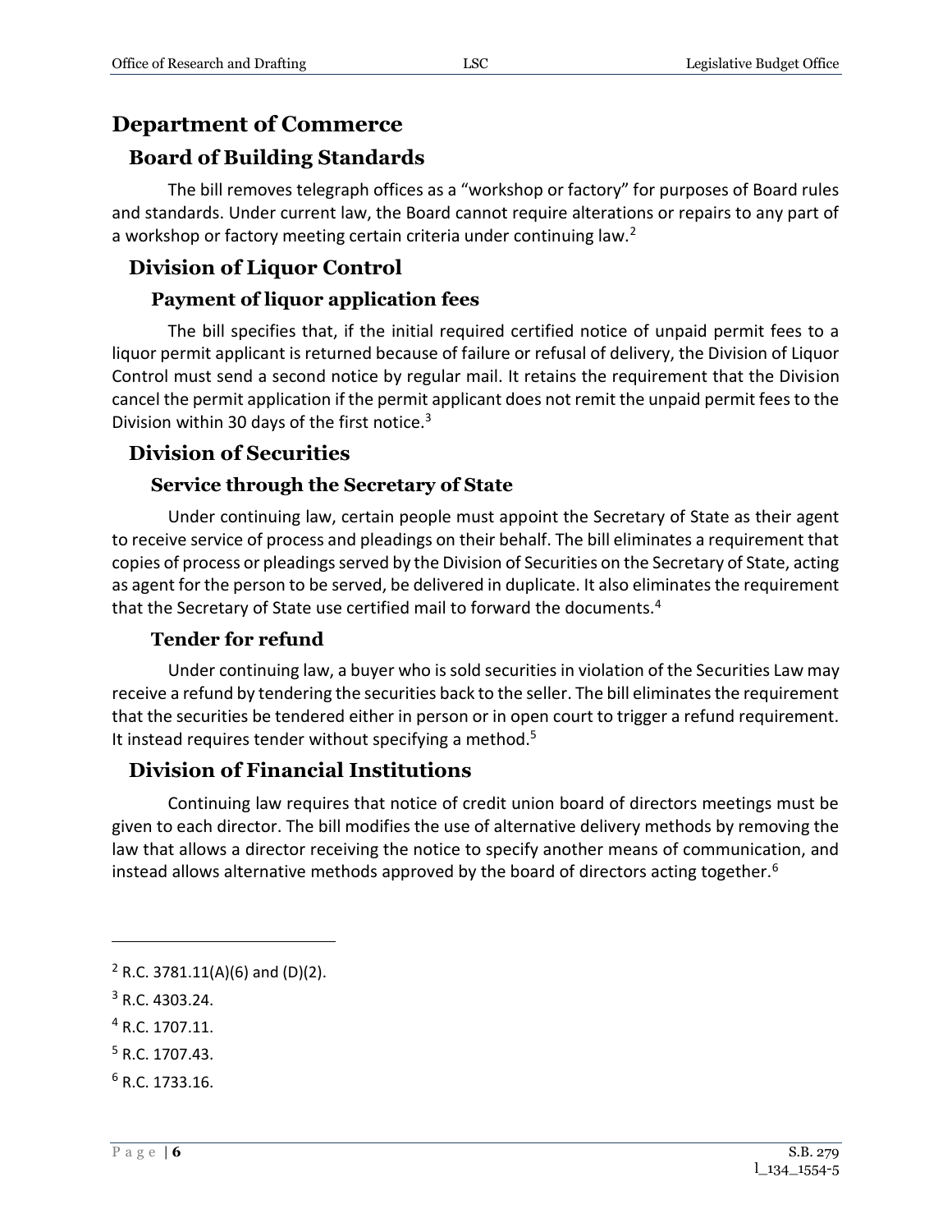# Department of Commerce

## Board of Building Standards

The bill removes telegraph offices as a "workshop or factory" for purposes of Board rules and standards. Under current law, the Board cannot require alterations or repairs to any part of a workshop or factory meeting certain criteria under continuing law.[2]

## Division of Liquor Control

### Payment of liquor application fees

The bill specifies that, if the initial required certified notice of unpaid permit fees to a liquor permit applicant is returned because of failure or refusal of delivery, the Division of Liquor Control must send a second notice by regular mail. It retains the requirement that the Division cancel the permit application if the permit applicant does not remit the unpaid permit fees to the Division within 30 days of the first notice.[3]

## Division of Securities

### Service through the Secretary of State

Under continuing law, certain people must appoint the Secretary of State as their agent to receive service of process and pleadings on their behalf. The bill eliminates a requirement that copies of process or pleadings served by the Division of Securities on the Secretary of State, acting as agent for the person to be served, be delivered in duplicate. It also eliminates the requirement that the Secretary of State use certified mail to forward the documents.[4]

### Tender for refund

Under continuing law, a buyer who is sold securities in violation of the Securities Law may receive a refund by tendering the securities back to the seller. The bill eliminates the requirement that the securities be tendered either in person or in open court to trigger a refund requirement. It instead requires tender without specifying a method.[5]

## Division of Financial Institutions

Continuing law requires that notice of credit union board of directors meetings must be given to each director. The bill modifies the use of alternative delivery methods by removing the law that allows a director receiving the notice to specify another means of communication, and instead allows alternative methods approved by the board of directors acting together.[6]

---

[2] R.C. 3781.11(A)(6) and (D)(2).

[3] R.C. 4303.24.

[4] R.C. 1707.11.

[5] R.C. 1707.43.

[6] R.C. 1733.16.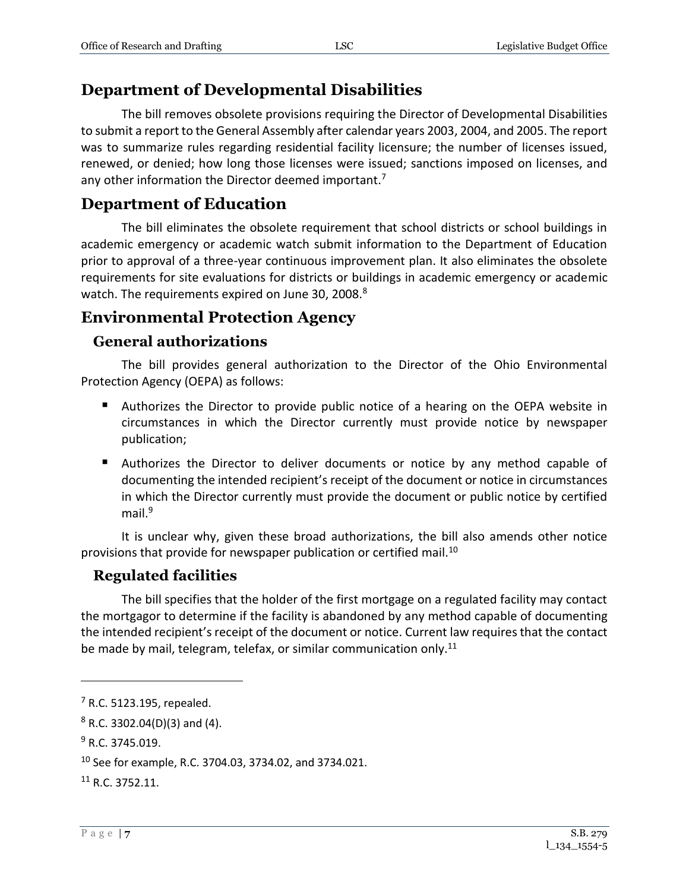## Department of Developmental Disabilities

The bill removes obsolete provisions requiring the Director of Developmental Disabilities to submit a report to the General Assembly after calendar years 2003, 2004, and 2005. The report was to summarize rules regarding residential facility licensure; the number of licenses issued, renewed, or denied; how long those licenses were issued; sanctions imposed on licenses, and any other information the Director deemed important.[7]

## Department of Education

The bill eliminates the obsolete requirement that school districts or school buildings in academic emergency or academic watch submit information to the Department of Education prior to approval of a three-year continuous improvement plan. It also eliminates the obsolete requirements for site evaluations for districts or buildings in academic emergency or academic watch. The requirements expired on June 30, 2008.[8]

## Environmental Protection Agency

### General authorizations

The bill provides general authorization to the Director of the Ohio Environmental Protection Agency (OEPA) as follows:

- Authorizes the Director to provide public notice of a hearing on the OEPA website in circumstances in which the Director currently must provide notice by newspaper publication;
- Authorizes the Director to deliver documents or notice by any method capable of documenting the intended recipient's receipt of the document or notice in circumstances in which the Director currently must provide the document or public notice by certified mail.[9]

It is unclear why, given these broad authorizations, the bill also amends other notice provisions that provide for newspaper publication or certified mail.[10]

### Regulated facilities

The bill specifies that the holder of the first mortgage on a regulated facility may contact the mortgagor to determine if the facility is abandoned by any method capable of documenting the intended recipient's receipt of the document or notice. Current law requires that the contact be made by mail, telegram, telefax, or similar communication only.[11]

---

[7] R.C. 5123.195, repealed.

[8] R.C. 3302.04(D)(3) and (4).

[9] R.C. 3745.019.

[10] See for example, R.C. 3704.03, 3734.02, and 3734.021.

[11] R.C. 3752.11.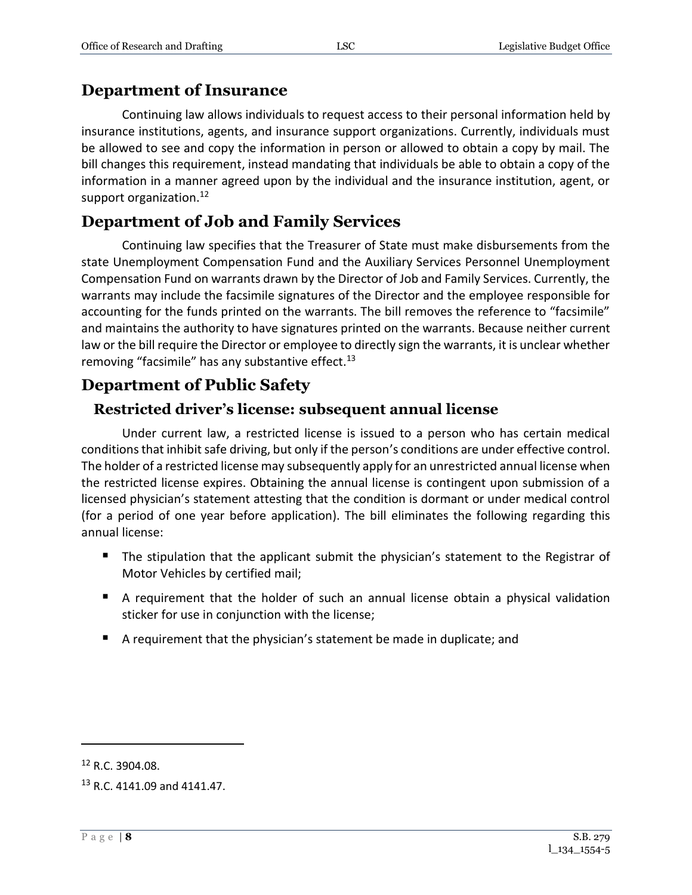## Department of Insurance

Continuing law allows individuals to request access to their personal information held by insurance institutions, agents, and insurance support organizations. Currently, individuals must be allowed to see and copy the information in person or allowed to obtain a copy by mail. The bill changes this requirement, instead mandating that individuals be able to obtain a copy of the information in a manner agreed upon by the individual and the insurance institution, agent, or support organization.[12]

## Department of Job and Family Services

Continuing law specifies that the Treasurer of State must make disbursements from the state Unemployment Compensation Fund and the Auxiliary Services Personnel Unemployment Compensation Fund on warrants drawn by the Director of Job and Family Services. Currently, the warrants may include the facsimile signatures of the Director and the employee responsible for accounting for the funds printed on the warrants. The bill removes the reference to "facsimile" and maintains the authority to have signatures printed on the warrants. Because neither current law or the bill require the Director or employee to directly sign the warrants, it is unclear whether removing "facsimile" has any substantive effect.[13]

## Department of Public Safety

### Restricted driver's license: subsequent annual license

Under current law, a restricted license is issued to a person who has certain medical conditions that inhibit safe driving, but only if the person's conditions are under effective control. The holder of a restricted license may subsequently apply for an unrestricted annual license when the restricted license expires. Obtaining the annual license is contingent upon submission of a licensed physician's statement attesting that the condition is dormant or under medical control (for a period of one year before application). The bill eliminates the following regarding this annual license:

- The stipulation that the applicant submit the physician's statement to the Registrar of Motor Vehicles by certified mail;
- A requirement that the holder of such an annual license obtain a physical validation sticker for use in conjunction with the license;
- A requirement that the physician's statement be made in duplicate; and

---

[12] R.C. 3904.08.

[13] R.C. 4141.09 and 4141.47.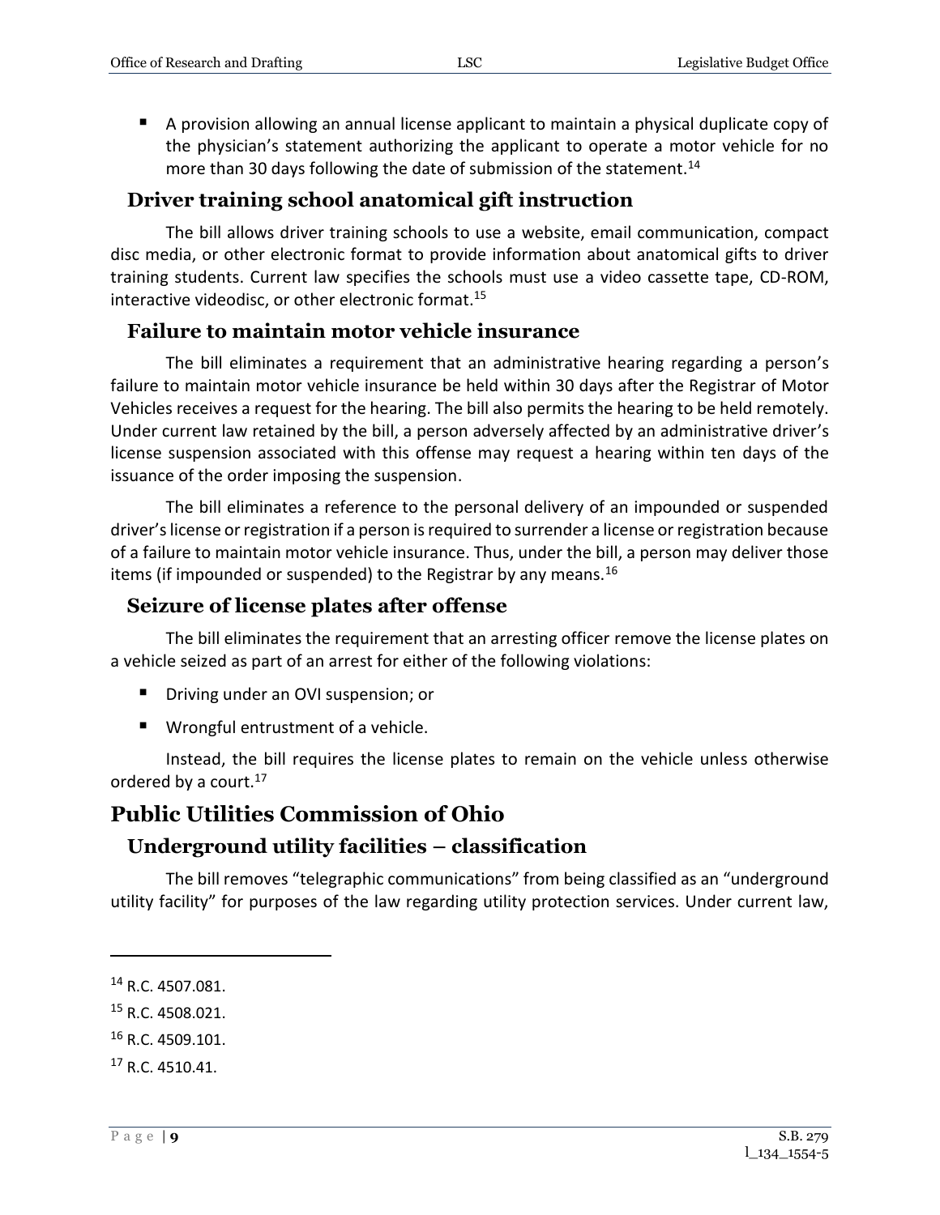- A provision allowing an annual license applicant to maintain a physical duplicate copy of the physician's statement authorizing the applicant to operate a motor vehicle for no more than 30 days following the date of submission of the statement.[14]

### Driver training school anatomical gift instruction

The bill allows driver training schools to use a website, email communication, compact disc media, or other electronic format to provide information about anatomical gifts to driver training students. Current law specifies the schools must use a video cassette tape, CD-ROM, interactive videodisc, or other electronic format.[15]

### Failure to maintain motor vehicle insurance

The bill eliminates a requirement that an administrative hearing regarding a person's failure to maintain motor vehicle insurance be held within 30 days after the Registrar of Motor Vehicles receives a request for the hearing. The bill also permits the hearing to be held remotely. Under current law retained by the bill, a person adversely affected by an administrative driver's license suspension associated with this offense may request a hearing within ten days of the issuance of the order imposing the suspension.

The bill eliminates a reference to the personal delivery of an impounded or suspended driver's license or registration if a person is required to surrender a license or registration because of a failure to maintain motor vehicle insurance. Thus, under the bill, a person may deliver those items (if impounded or suspended) to the Registrar by any means.[16]

### Seizure of license plates after offense

The bill eliminates the requirement that an arresting officer remove the license plates on a vehicle seized as part of an arrest for either of the following violations:

- Driving under an OVI suspension; or
- Wrongful entrustment of a vehicle.

Instead, the bill requires the license plates to remain on the vehicle unless otherwise ordered by a court.[17]

## Public Utilities Commission of Ohio

### Underground utility facilities – classification

The bill removes "telegraphic communications" from being classified as an "underground utility facility" for purposes of the law regarding utility protection services. Under current law,

---

[14] R.C. 4507.081.

[15] R.C. 4508.021.

[16] R.C. 4509.101.

[17] R.C. 4510.41.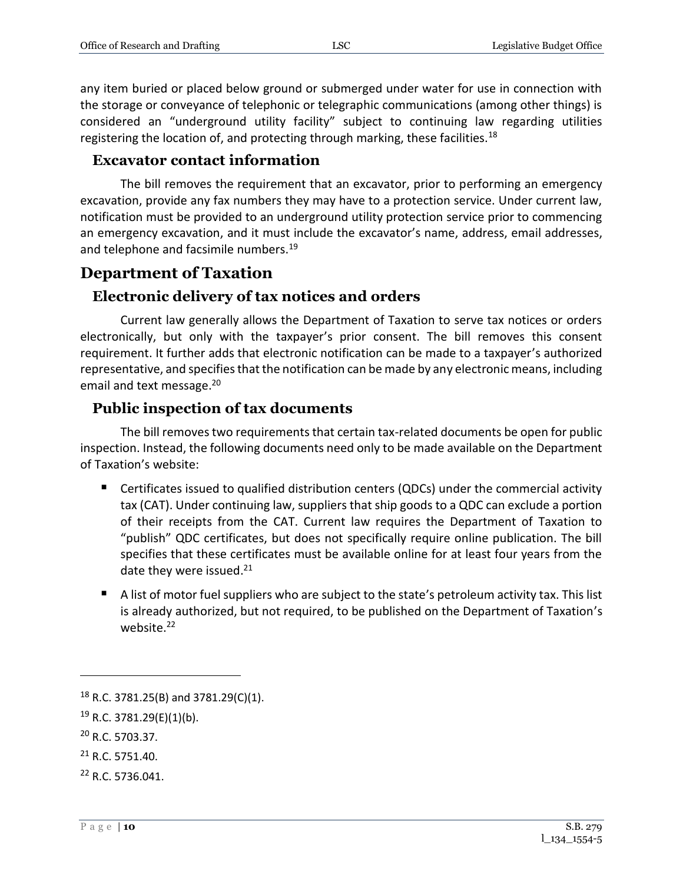any item buried or placed below ground or submerged under water for use in connection with the storage or conveyance of telephonic or telegraphic communications (among other things) is considered an "underground utility facility" subject to continuing law regarding utilities registering the location of, and protecting through marking, these facilities.[18]

### Excavator contact information

The bill removes the requirement that an excavator, prior to performing an emergency excavation, provide any fax numbers they may have to a protection service. Under current law, notification must be provided to an underground utility protection service prior to commencing an emergency excavation, and it must include the excavator's name, address, email addresses, and telephone and facsimile numbers.[19]

## Department of Taxation

### Electronic delivery of tax notices and orders

Current law generally allows the Department of Taxation to serve tax notices or orders electronically, but only with the taxpayer's prior consent. The bill removes this consent requirement. It further adds that electronic notification can be made to a taxpayer's authorized representative, and specifies that the notification can be made by any electronic means, including email and text message.[20]

### Public inspection of tax documents

The bill removes two requirements that certain tax-related documents be open for public inspection. Instead, the following documents need only to be made available on the Department of Taxation's website:

- Certificates issued to qualified distribution centers (QDCs) under the commercial activity tax (CAT). Under continuing law, suppliers that ship goods to a QDC can exclude a portion of their receipts from the CAT. Current law requires the Department of Taxation to "publish" QDC certificates, but does not specifically require online publication. The bill specifies that these certificates must be available online for at least four years from the date they were issued.[21]
- A list of motor fuel suppliers who are subject to the state's petroleum activity tax. This list is already authorized, but not required, to be published on the Department of Taxation's website.[22]

---

[18] R.C. 3781.25(B) and 3781.29(C)(1).

[19] R.C. 3781.29(E)(1)(b).

[20] R.C. 5703.37.

[21] R.C. 5751.40.

[22] R.C. 5736.041.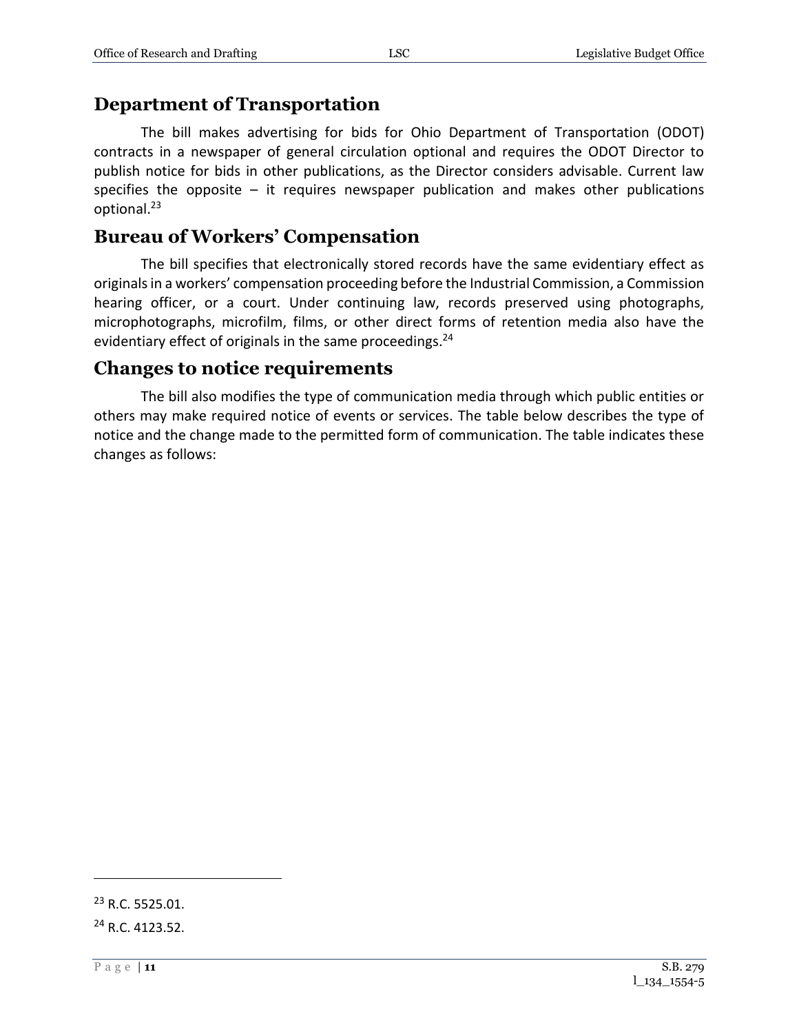## Department of Transportation

The bill makes advertising for bids for Ohio Department of Transportation (ODOT) contracts in a newspaper of general circulation optional and requires the ODOT Director to publish notice for bids in other publications, as the Director considers advisable. Current law specifies the opposite – it requires newspaper publication and makes other publications optional.[23]

## Bureau of Workers' Compensation

The bill specifies that electronically stored records have the same evidentiary effect as originals in a workers' compensation proceeding before the Industrial Commission, a Commission hearing officer, or a court. Under continuing law, records preserved using photographs, microphotographs, microfilm, films, or other direct forms of retention media also have the evidentiary effect of originals in the same proceedings.[24]

## Changes to notice requirements

The bill also modifies the type of communication media through which public entities or others may make required notice of events or services. The table below describes the type of notice and the change made to the permitted form of communication. The table indicates these changes as follows:

---

[23] R.C. 5525.01.

[24] R.C. 4123.52.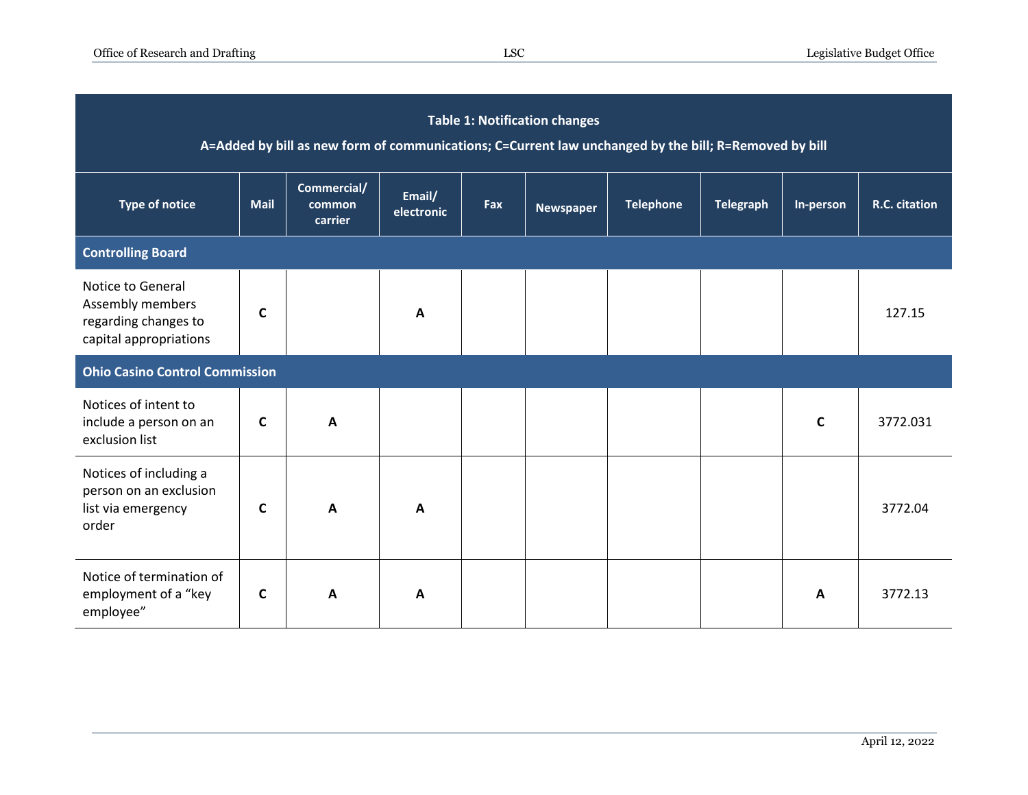**Table 1: Notification changes**

**A=Added by bill as new form of communications; C=Current law unchanged by the bill; R=Removed by bill**

| Type of notice | Mail | Commercial/ common carrier | Email/ electronic | Fax | Newspaper | Telephone | Telegraph | In-person | R.C. citation |
|---|---|---|---|---|---|---|---|---|---|
| **Controlling Board** | | | | | | | | | |
| Notice to General Assembly members regarding changes to capital appropriations | **C** | | **A** | | | | | | 127.15 |
| **Ohio Casino Control Commission** | | | | | | | | | |
| Notices of intent to include a person on an exclusion list | **C** | **A** | | | | | | **C** | 3772.031 |
| Notices of including a person on an exclusion list via emergency order | **C** | **A** | **A** | | | | | | 3772.04 |
| Notice of termination of employment of a "key employee" | **C** | **A** | **A** | | | | | **A** | 3772.13 |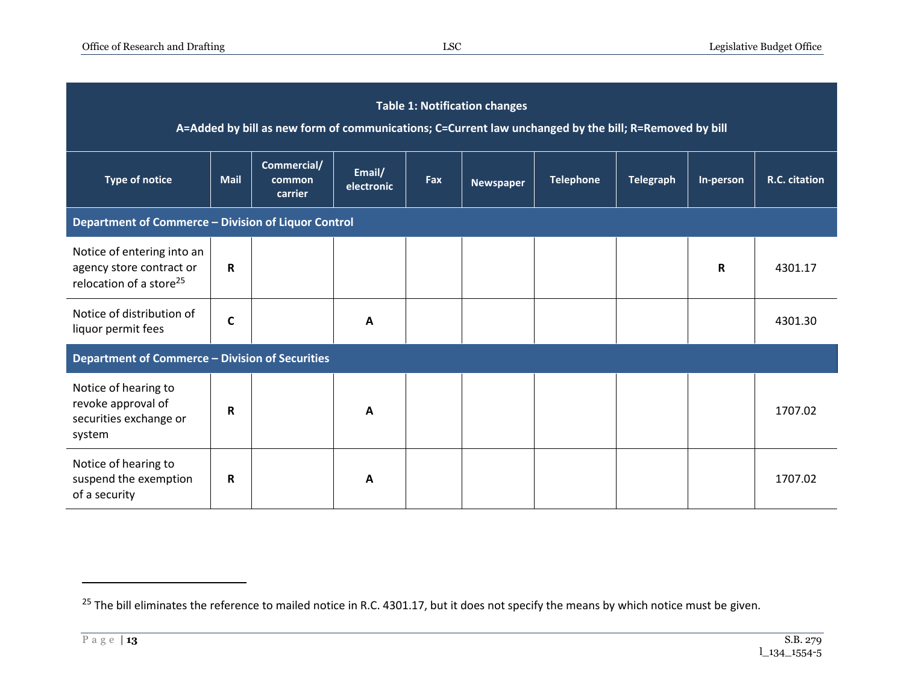| Table 1: Notification changes<br>A=Added by bill as new form of communications; C=Current law unchanged by the bill; R=Removed by bill | | | | | | | | | |
|---|---|---|---|---|---|---|---|---|---|
| **Type of notice** | **Mail** | **Commercial/ common carrier** | **Email/ electronic** | **Fax** | **Newspaper** | **Telephone** | **Telegraph** | **In-person** | **R.C. citation** |
| **Department of Commerce – Division of Liquor Control** | | | | | | | | | |
| Notice of entering into an agency store contract or relocation of a store[25] | **R** | | | | | | | **R** | 4301.17 |
| Notice of distribution of liquor permit fees | **C** | | **A** | | | | | | 4301.30 |
| **Department of Commerce – Division of Securities** | | | | | | | | | |
| Notice of hearing to revoke approval of securities exchange or system | **R** | | **A** | | | | | | 1707.02 |
| Notice of hearing to suspend the exemption of a security | **R** | | **A** | | | | | | 1707.02 |

[25] The bill eliminates the reference to mailed notice in R.C. 4301.17, but it does not specify the means by which notice must be given.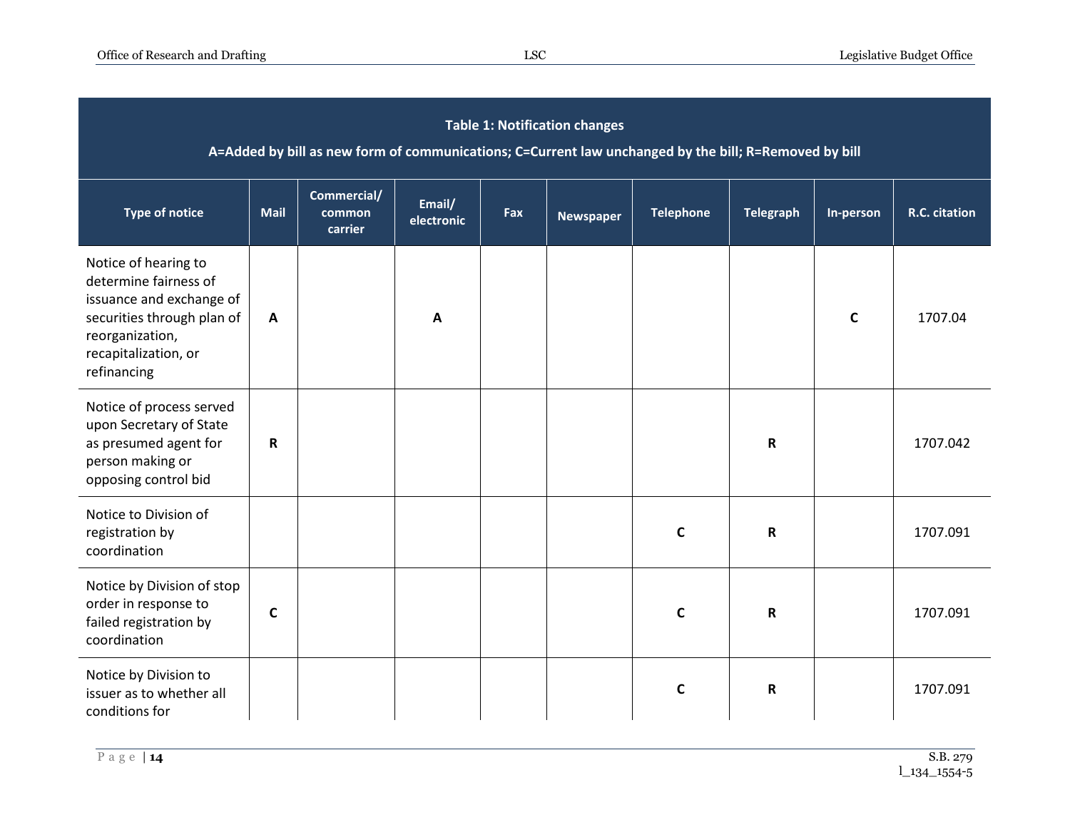**Table 1: Notification changes**

**A=Added by bill as new form of communications; C=Current law unchanged by the bill; R=Removed by bill**

| Type of notice | Mail | Commercial/ common carrier | Email/ electronic | Fax | Newspaper | Telephone | Telegraph | In-person | R.C. citation |
|---|---|---|---|---|---|---|---|---|---|
| Notice of hearing to determine fairness of issuance and exchange of securities through plan of reorganization, recapitalization, or refinancing | **A** | | **A** | | | | | **C** | 1707.04 |
| Notice of process served upon Secretary of State as presumed agent for person making or opposing control bid | **R** | | | | | | **R** | | 1707.042 |
| Notice to Division of registration by coordination | | | | | | **C** | **R** | | 1707.091 |
| Notice by Division of stop order in response to failed registration by coordination | **C** | | | | | **C** | **R** | | 1707.091 |
| Notice by Division to issuer as to whether all conditions for | | | | | | **C** | **R** | | 1707.091 |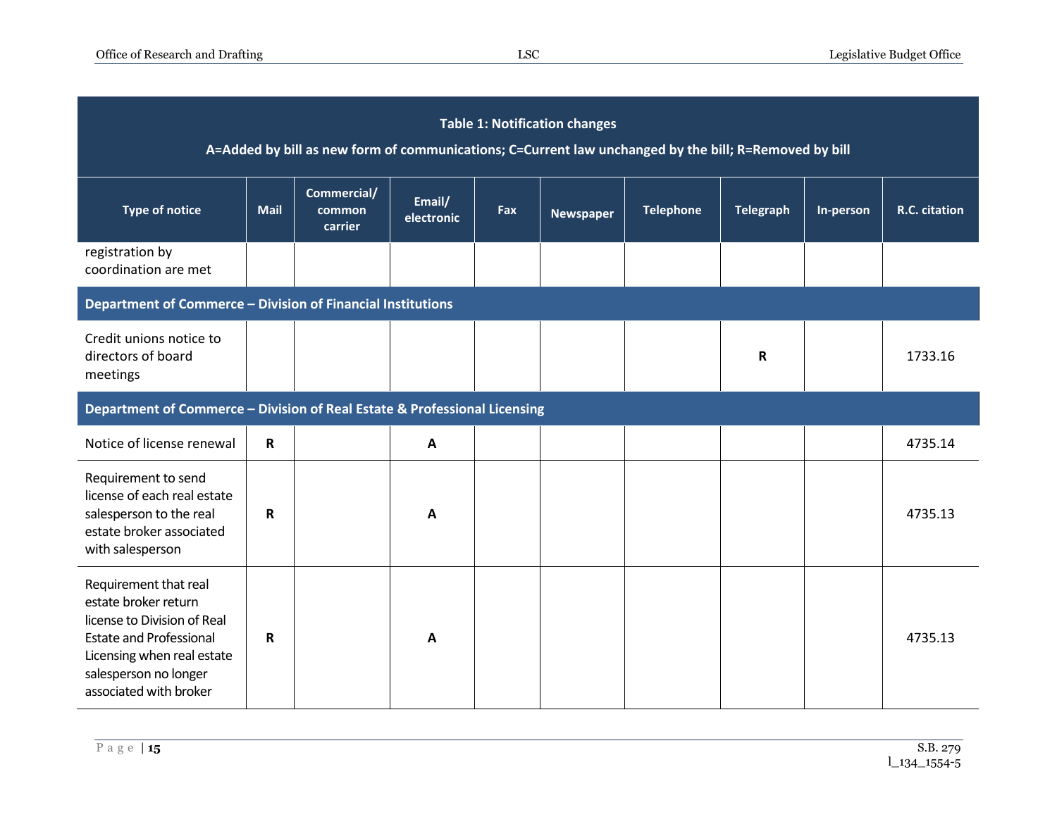| Table 1: Notification changes<br>A=Added by bill as new form of communications; C=Current law unchanged by the bill; R=Removed by bill | | | | | | | | | |
|---|---|---|---|---|---|---|---|---|---|
| **Type of notice** | **Mail** | **Commercial/ common carrier** | **Email/ electronic** | **Fax** | **Newspaper** | **Telephone** | **Telegraph** | **In-person** | **R.C. citation** |
| registration by coordination are met | | | | | | | | | |
| **Department of Commerce – Division of Financial Institutions** | | | | | | | | | |
| Credit unions notice to directors of board meetings | | | | | | | **R** | | 1733.16 |
| **Department of Commerce – Division of Real Estate & Professional Licensing** | | | | | | | | | |
| Notice of license renewal | **R** | | **A** | | | | | | 4735.14 |
| Requirement to send license of each real estate salesperson to the real estate broker associated with salesperson | **R** | | **A** | | | | | | 4735.13 |
| Requirement that real estate broker return license to Division of Real Estate and Professional Licensing when real estate salesperson no longer associated with broker | **R** | | **A** | | | | | | 4735.13 |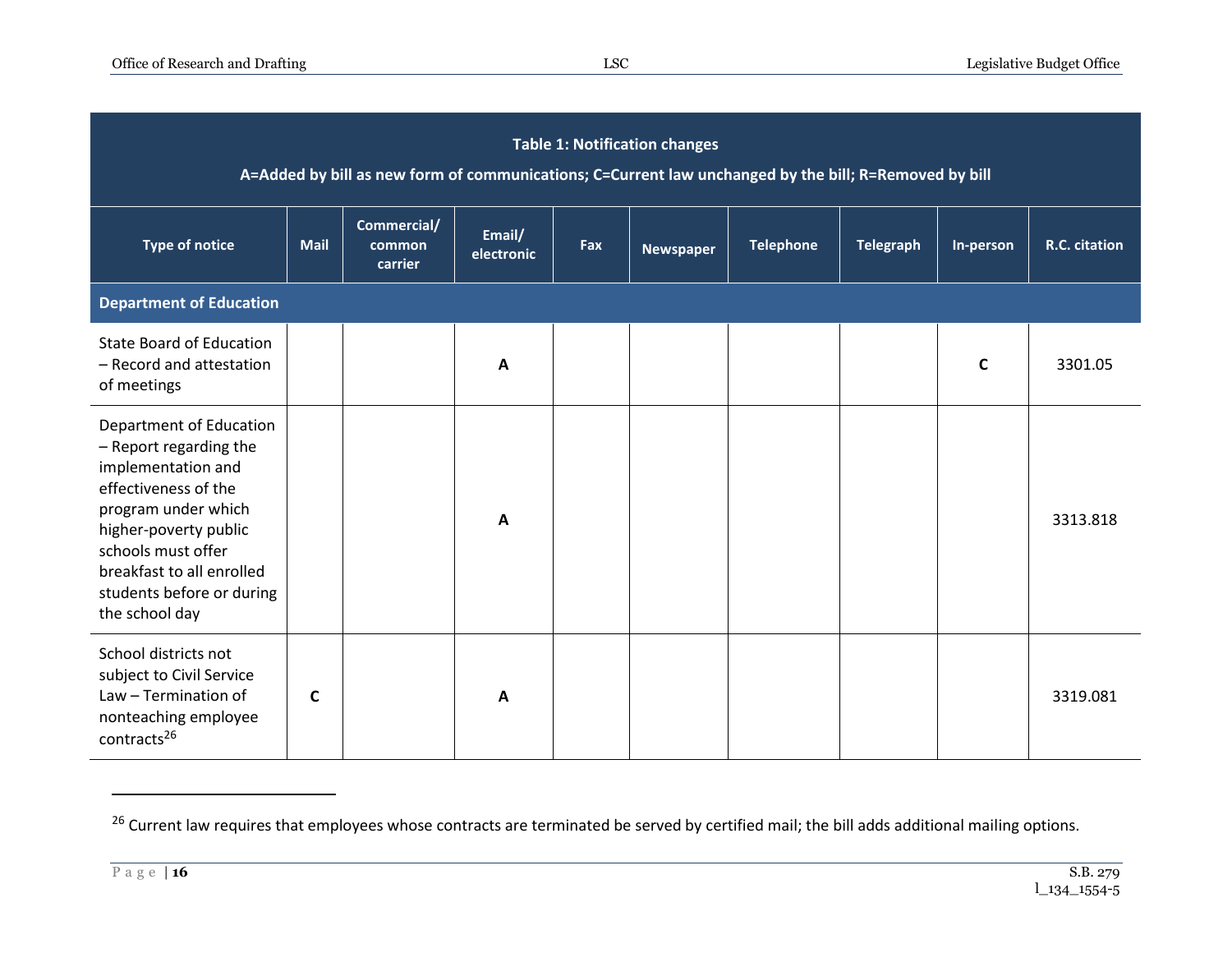| Table 1: Notification changes<br>A=Added by bill as new form of communications; C=Current law unchanged by the bill; R=Removed by bill | | | | | | | | | |
|---|---|---|---|---|---|---|---|---|---|
| **Type of notice** | **Mail** | **Commercial/ common carrier** | **Email/ electronic** | **Fax** | **Newspaper** | **Telephone** | **Telegraph** | **In-person** | **R.C. citation** |
| **Department of Education** | | | | | | | | | |
| State Board of Education – Record and attestation of meetings | | | **A** | | | | | **C** | 3301.05 |
| Department of Education – Report regarding the implementation and effectiveness of the program under which higher-poverty public schools must offer breakfast to all enrolled students before or during the school day | | | **A** | | | | | | 3313.818 |
| School districts not subject to Civil Service Law – Termination of nonteaching employee contracts[26] | **C** | | **A** | | | | | | 3319.081 |

[26] Current law requires that employees whose contracts are terminated be served by certified mail; the bill adds additional mailing options.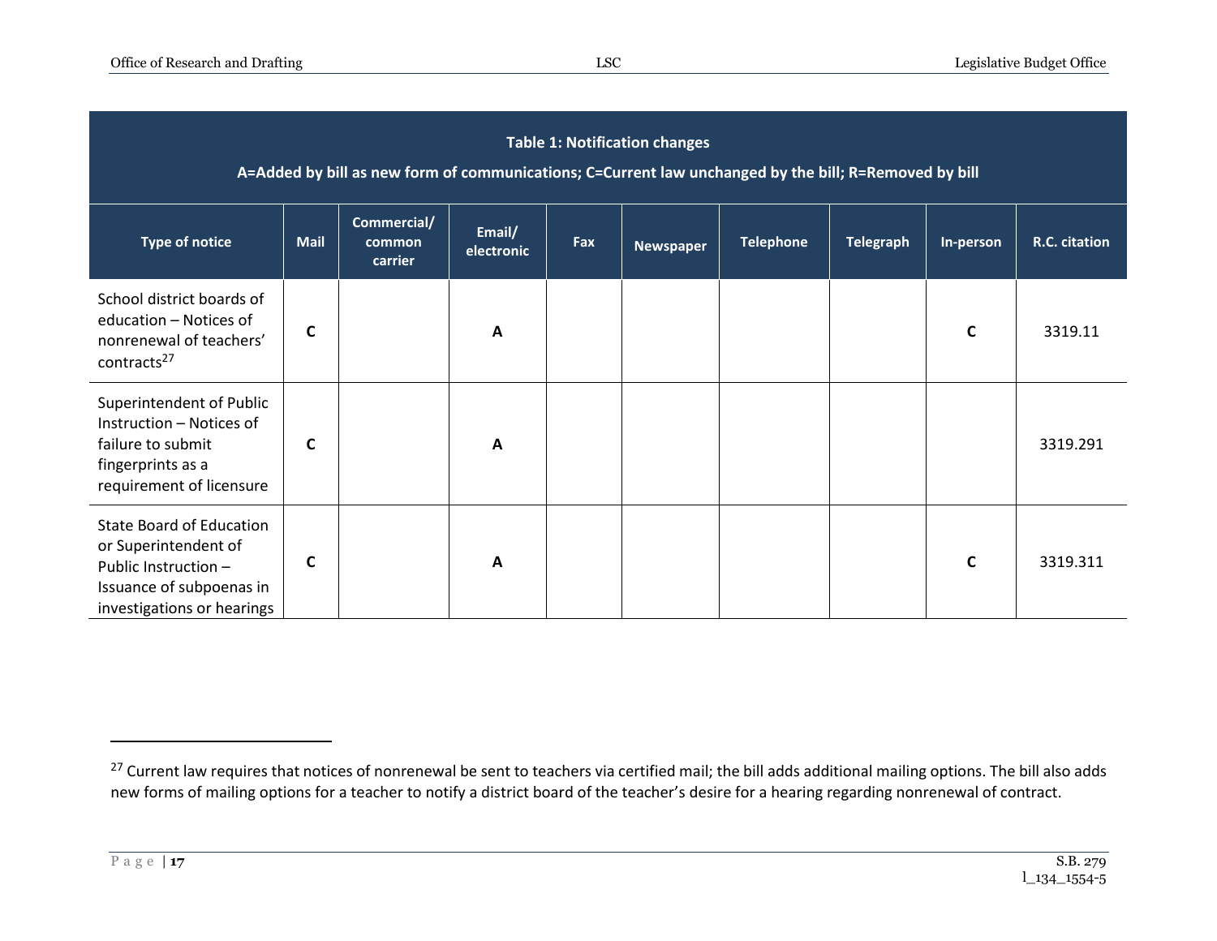| Table 1: Notification changes<br>A=Added by bill as new form of communications; C=Current law unchanged by the bill; R=Removed by bill | | | | | | | | | |
|---|---|---|---|---|---|---|---|---|---|
| **Type of notice** | **Mail** | **Commercial/ common carrier** | **Email/ electronic** | **Fax** | **Newspaper** | **Telephone** | **Telegraph** | **In-person** | **R.C. citation** |
| School district boards of education – Notices of nonrenewal of teachers' contracts[27] | **C** | | **A** | | | | | **C** | 3319.11 |
| Superintendent of Public Instruction – Notices of failure to submit fingerprints as a requirement of licensure | **C** | | **A** | | | | | | 3319.291 |
| State Board of Education or Superintendent of Public Instruction – Issuance of subpoenas in investigations or hearings | **C** | | **A** | | | | | **C** | 3319.311 |

[27] Current law requires that notices of nonrenewal be sent to teachers via certified mail; the bill adds additional mailing options. The bill also adds new forms of mailing options for a teacher to notify a district board of the teacher's desire for a hearing regarding nonrenewal of contract.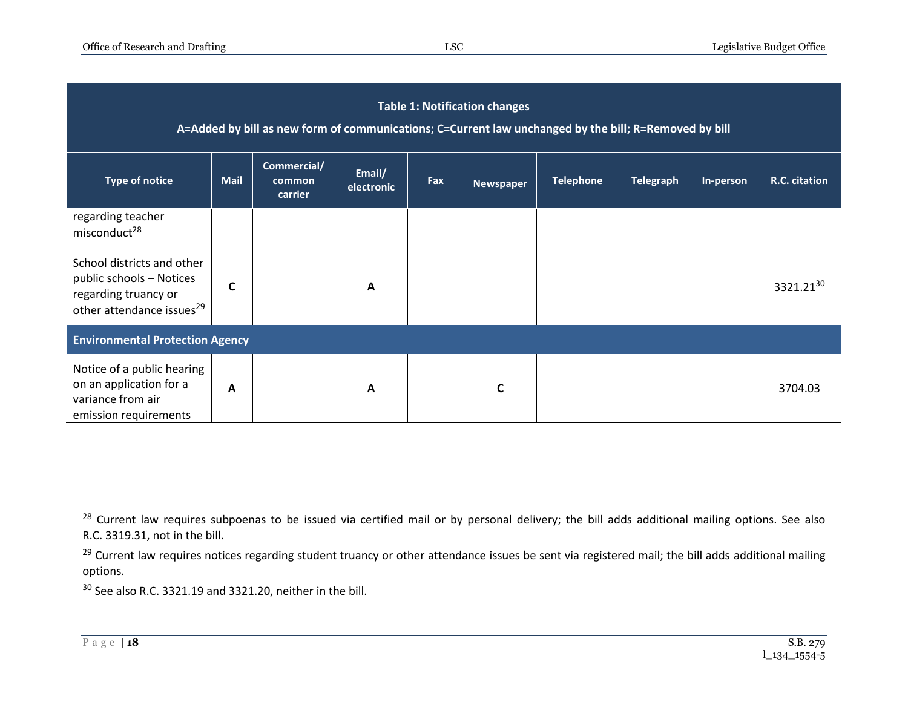| Table 1: Notification changes<br>A=Added by bill as new form of communications; C=Current law unchanged by the bill; R=Removed by bill | | | | | | | | | |
|---|---|---|---|---|---|---|---|---|---|
| Type of notice | Mail | Commercial/ common carrier | Email/ electronic | Fax | Newspaper | Telephone | Telegraph | In-person | R.C. citation |
| regarding teacher misconduct[28] | | | | | | | | | |
| School districts and other public schools – Notices regarding truancy or other attendance issues[29] | **C** | | **A** | | | | | | 3321.21[30] |
| **Environmental Protection Agency** | | | | | | | | | |
| Notice of a public hearing on an application for a variance from air emission requirements | **A** | | **A** | | **C** | | | | 3704.03 |

[28] Current law requires subpoenas to be issued via certified mail or by personal delivery; the bill adds additional mailing options. See also R.C. 3319.31, not in the bill.

[29] Current law requires notices regarding student truancy or other attendance issues be sent via registered mail; the bill adds additional mailing options.

[30] See also R.C. 3321.19 and 3321.20, neither in the bill.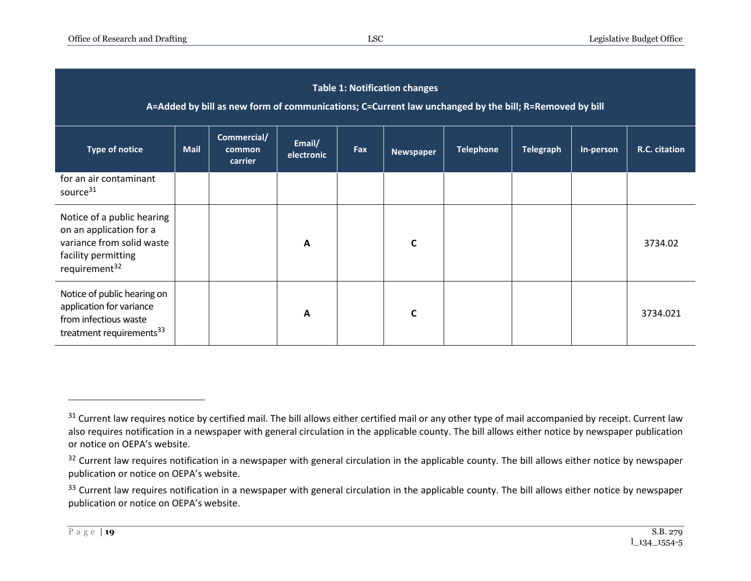| Table 1: Notification changes | | | | | | | | | |
|---|---|---|---|---|---|---|---|---|---|
| A=Added by bill as new form of communications; C=Current law unchanged by the bill; R=Removed by bill | | | | | | | | | |
| **Type of notice** | **Mail** | **Commercial/ common carrier** | **Email/ electronic** | **Fax** | **Newspaper** | **Telephone** | **Telegraph** | **In-person** | **R.C. citation** |
| for an air contaminant source[31] | | | | | | | | | |
| Notice of a public hearing on an application for a variance from solid waste facility permitting requirement[32] | | | **A** | | **C** | | | | 3734.02 |
| Notice of public hearing on application for variance from infectious waste treatment requirements[33] | | | **A** | | **C** | | | | 3734.021 |

[31] Current law requires notice by certified mail. The bill allows either certified mail or any other type of mail accompanied by receipt. Current law also requires notification in a newspaper with general circulation in the applicable county. The bill allows either notice by newspaper publication or notice on OEPA's website.

[32] Current law requires notification in a newspaper with general circulation in the applicable county. The bill allows either notice by newspaper publication or notice on OEPA's website.

[33] Current law requires notification in a newspaper with general circulation in the applicable county. The bill allows either notice by newspaper publication or notice on OEPA's website.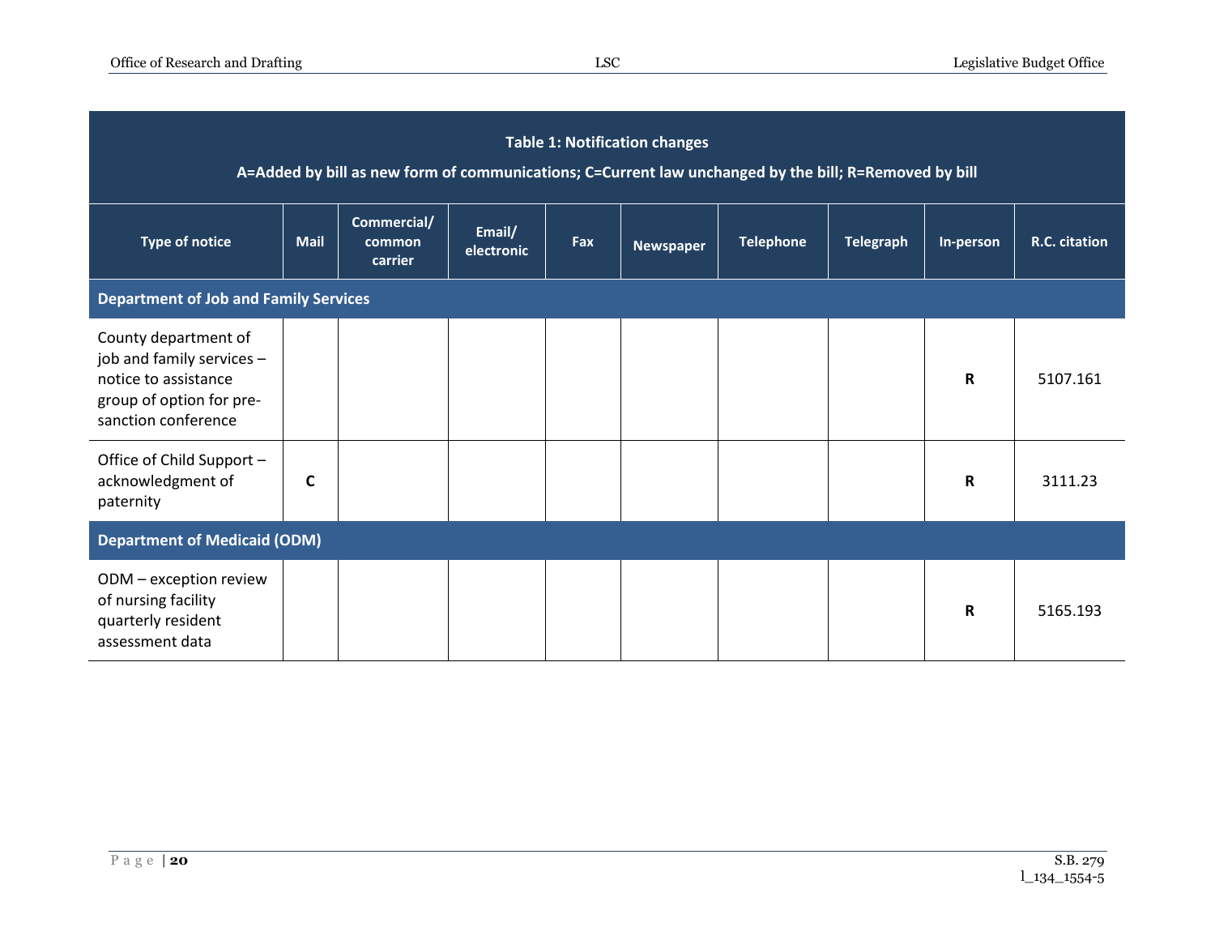| Table 1: Notification changes<br>A=Added by bill as new form of communications; C=Current law unchanged by the bill; R=Removed by bill | | | | | | | | | |
|---|---|---|---|---|---|---|---|---|---|
| **Type of notice** | **Mail** | **Commercial/ common carrier** | **Email/ electronic** | **Fax** | **Newspaper** | **Telephone** | **Telegraph** | **In-person** | **R.C. citation** |
| **Department of Job and Family Services** | | | | | | | | | |
| County department of job and family services – notice to assistance group of option for pre-sanction conference | | | | | | | | **R** | 5107.161 |
| Office of Child Support – acknowledgment of paternity | **C** | | | | | | | **R** | 3111.23 |
| **Department of Medicaid (ODM)** | | | | | | | | | |
| ODM – exception review of nursing facility quarterly resident assessment data | | | | | | | | **R** | 5165.193 |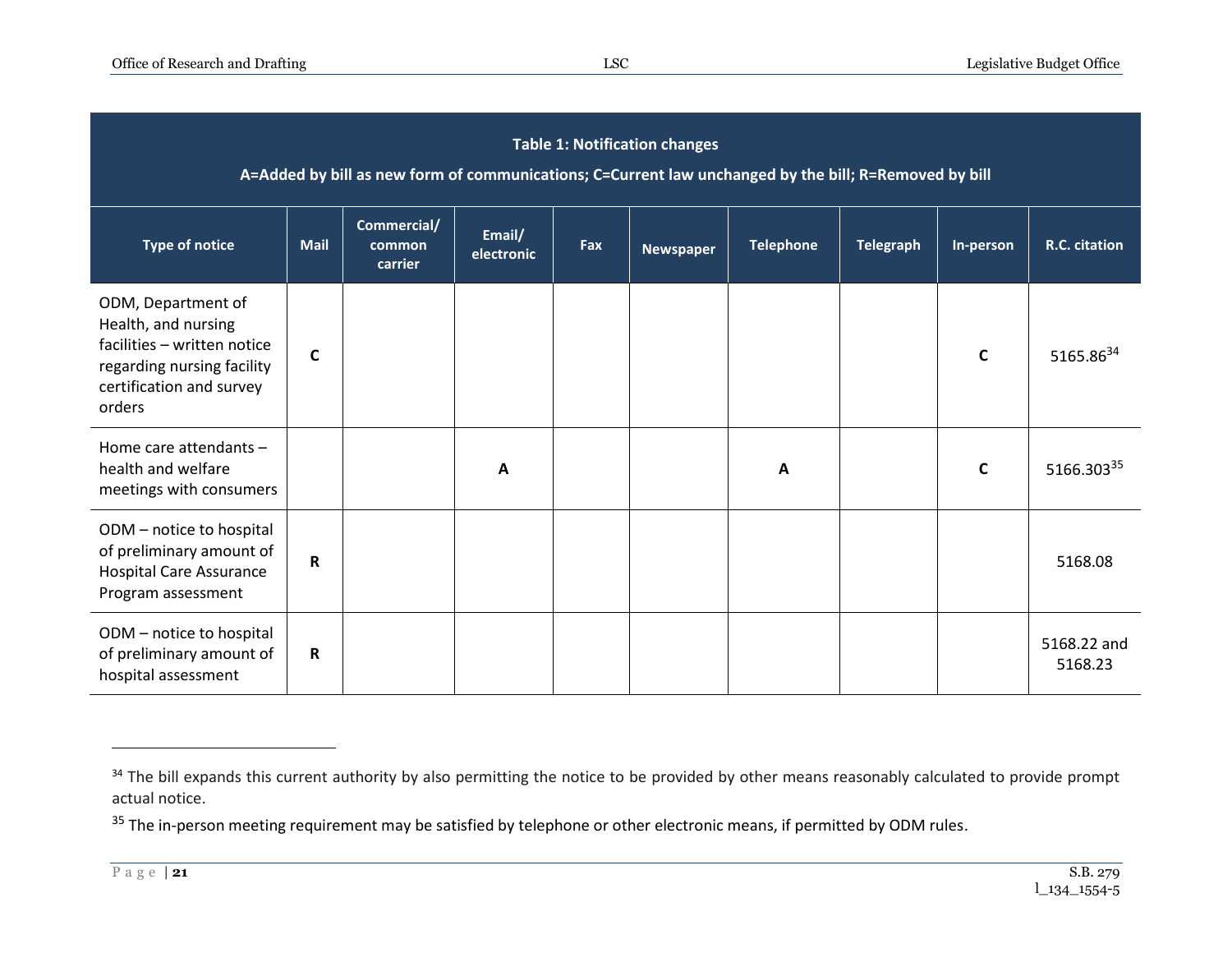| Table 1: Notification changes | | | | | | | | | |
|---|---|---|---|---|---|---|---|---|---|
| A=Added by bill as new form of communications; C=Current law unchanged by the bill; R=Removed by bill | | | | | | | | | |
| **Type of notice** | **Mail** | **Commercial/ common carrier** | **Email/ electronic** | **Fax** | **Newspaper** | **Telephone** | **Telegraph** | **In-person** | **R.C. citation** |
| ODM, Department of Health, and nursing facilities – written notice regarding nursing facility certification and survey orders | **C** | | | | | | | **C** | 5165.86[34] |
| Home care attendants – health and welfare meetings with consumers | | | **A** | | | **A** | | **C** | 5166.303[35] |
| ODM – notice to hospital of preliminary amount of Hospital Care Assurance Program assessment | **R** | | | | | | | | 5168.08 |
| ODM – notice to hospital of preliminary amount of hospital assessment | **R** | | | | | | | | 5168.22 and 5168.23 |

[34] The bill expands this current authority by also permitting the notice to be provided by other means reasonably calculated to provide prompt actual notice.

[35] The in-person meeting requirement may be satisfied by telephone or other electronic means, if permitted by ODM rules.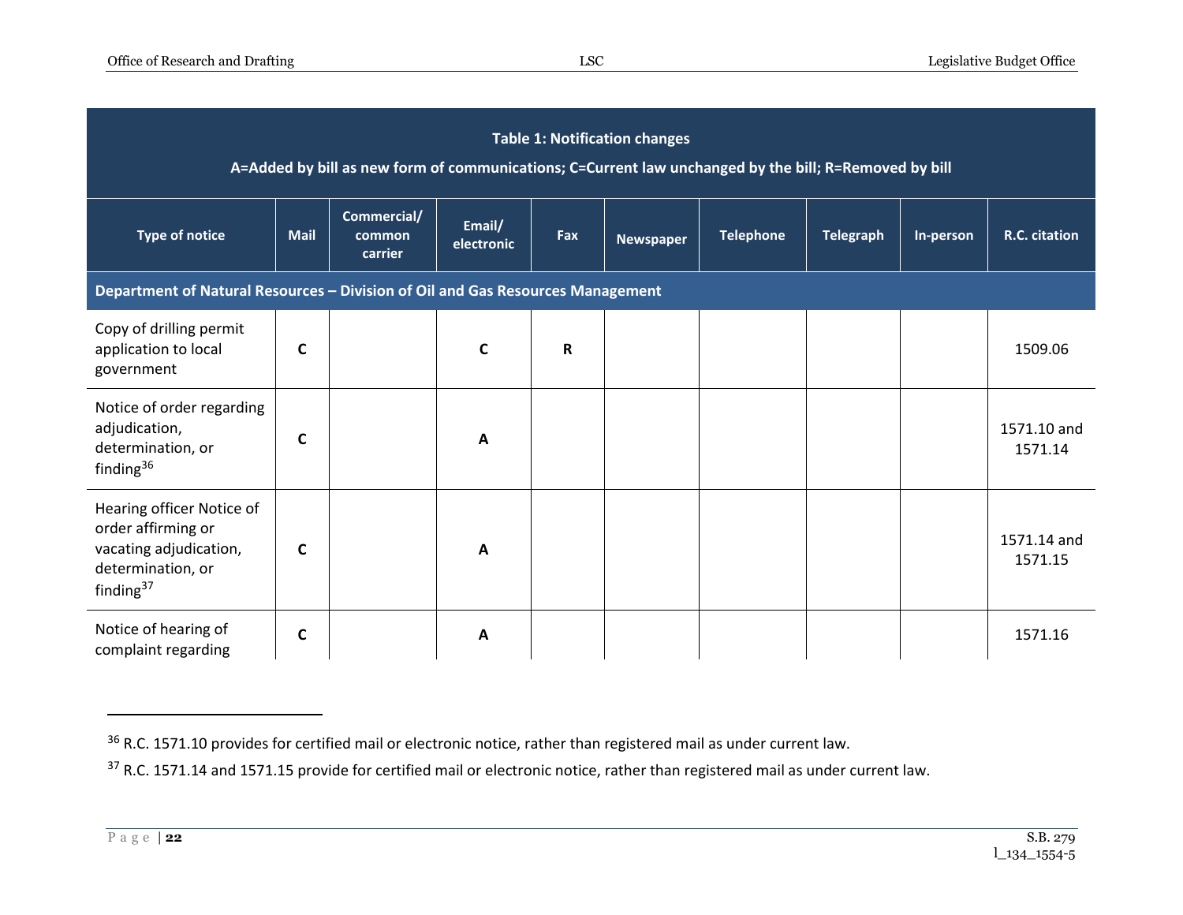| Table 1: Notification changes<br>A=Added by bill as new form of communications; C=Current law unchanged by the bill; R=Removed by bill | | | | | | | | | |
|---|---|---|---|---|---|---|---|---|---|
| **Type of notice** | **Mail** | **Commercial/ common carrier** | **Email/ electronic** | **Fax** | **Newspaper** | **Telephone** | **Telegraph** | **In-person** | **R.C. citation** |
| **Department of Natural Resources – Division of Oil and Gas Resources Management** | | | | | | | | | |
| Copy of drilling permit application to local government | **C** | | **C** | **R** | | | | | 1509.06 |
| Notice of order regarding adjudication, determination, or finding[36] | **C** | | **A** | | | | | | 1571.10 and 1571.14 |
| Hearing officer Notice of order affirming or vacating adjudication, determination, or finding[37] | **C** | | **A** | | | | | | 1571.14 and 1571.15 |
| Notice of hearing of complaint regarding | **C** | | **A** | | | | | | 1571.16 |

[36] R.C. 1571.10 provides for certified mail or electronic notice, rather than registered mail as under current law.

[37] R.C. 1571.14 and 1571.15 provide for certified mail or electronic notice, rather than registered mail as under current law.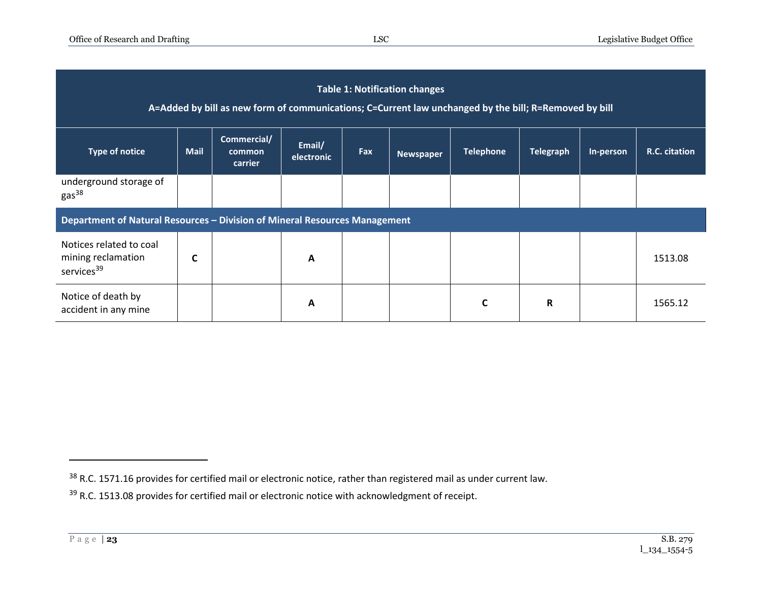**Table 1: Notification changes**

**A=Added by bill as new form of communications; C=Current law unchanged by the bill; R=Removed by bill**

| Type of notice | Mail | Commercial/ common carrier | Email/ electronic | Fax | Newspaper | Telephone | Telegraph | In-person | R.C. citation |
|---|---|---|---|---|---|---|---|---|---|
| underground storage of gas[38] | | | | | | | | | |
| **Department of Natural Resources – Division of Mineral Resources Management** | | | | | | | | | |
| Notices related to coal mining reclamation services[39] | **C** | | **A** | | | | | | 1513.08 |
| Notice of death by accident in any mine | | | **A** | | | **C** | **R** | | 1565.12 |

---

[38] R.C. 1571.16 provides for certified mail or electronic notice, rather than registered mail as under current law.

[39] R.C. 1513.08 provides for certified mail or electronic notice with acknowledgment of receipt.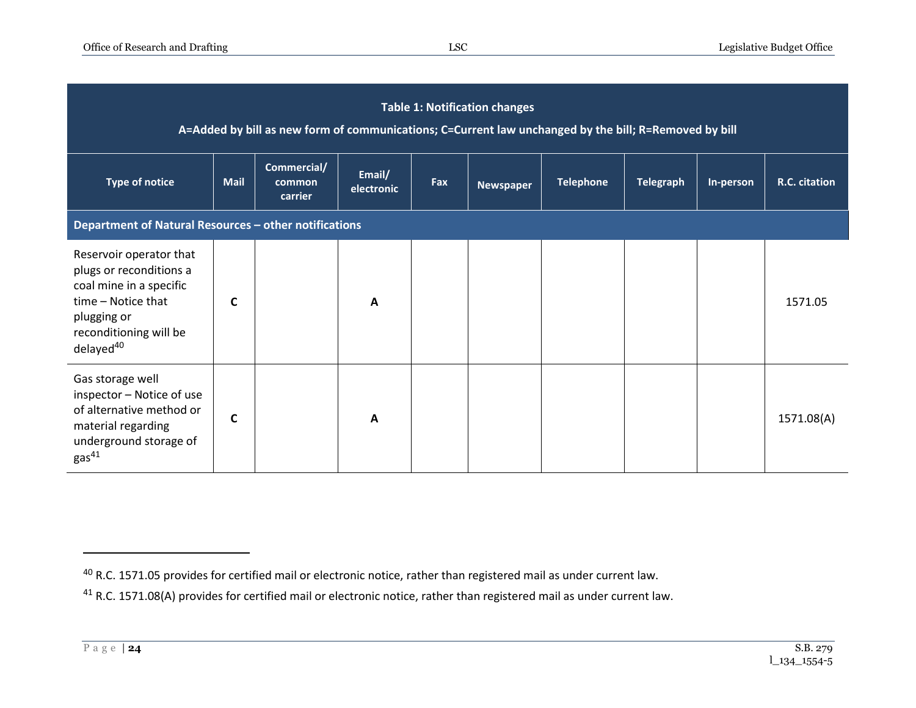| Table 1: Notification changes<br>A=Added by bill as new form of communications; C=Current law unchanged by the bill; R=Removed by bill | | | | | | | | | |
|---|---|---|---|---|---|---|---|---|---|
| **Type of notice** | **Mail** | **Commercial/ common carrier** | **Email/ electronic** | **Fax** | **Newspaper** | **Telephone** | **Telegraph** | **In-person** | **R.C. citation** |
| **Department of Natural Resources – other notifications** | | | | | | | | | |
| Reservoir operator that plugs or reconditions a coal mine in a specific time – Notice that plugging or reconditioning will be delayed[40] | **C** | | **A** | | | | | | 1571.05 |
| Gas storage well inspector – Notice of use of alternative method or material regarding underground storage of gas[41] | **C** | | **A** | | | | | | 1571.08(A) |

[40] R.C. 1571.05 provides for certified mail or electronic notice, rather than registered mail as under current law.

[41] R.C. 1571.08(A) provides for certified mail or electronic notice, rather than registered mail as under current law.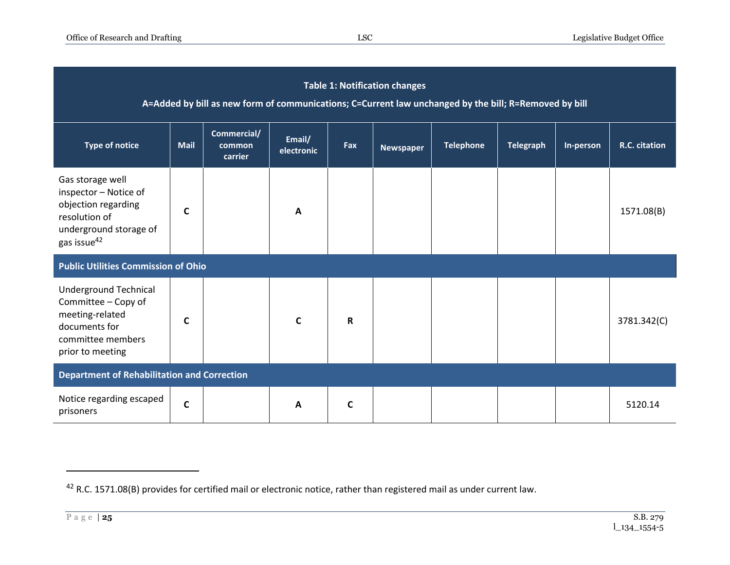| Table 1: Notification changes<br>A=Added by bill as new form of communications; C=Current law unchanged by the bill; R=Removed by bill | | | | | | | | | |
|---|---|---|---|---|---|---|---|---|---|
| **Type of notice** | **Mail** | **Commercial/ common carrier** | **Email/ electronic** | **Fax** | **Newspaper** | **Telephone** | **Telegraph** | **In-person** | **R.C. citation** |
| Gas storage well inspector – Notice of objection regarding resolution of underground storage of gas issue[42] | **C** | | **A** | | | | | | 1571.08(B) |
| **Public Utilities Commission of Ohio** | | | | | | | | | |
| Underground Technical Committee – Copy of meeting-related documents for committee members prior to meeting | **C** | | **C** | **R** | | | | | 3781.342(C) |
| **Department of Rehabilitation and Correction** | | | | | | | | | |
| Notice regarding escaped prisoners | **C** | | **A** | **C** | | | | | 5120.14 |

[42] R.C. 1571.08(B) provides for certified mail or electronic notice, rather than registered mail as under current law.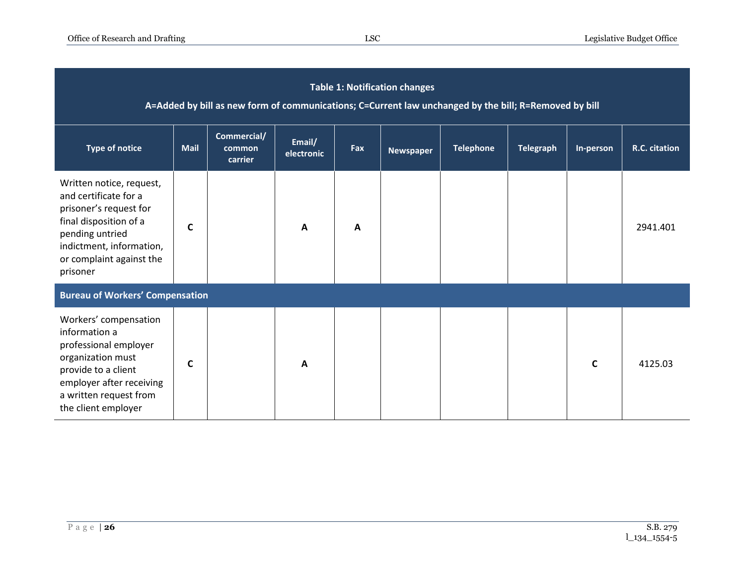| Type of notice | Mail | Commercial/ common carrier | Email/ electronic | Fax | Newspaper | Telephone | Telegraph | In-person | R.C. citation |
|---|---|---|---|---|---|---|---|---|---|
| Written notice, request, and certificate for a prisoner's request for final disposition of a pending untried indictment, information, or complaint against the prisoner | **C** | | **A** | **A** | | | | | 2941.401 |
| **Bureau of Workers' Compensation** | | | | | | | | | |
| Workers' compensation information a professional employer organization must provide to a client employer after receiving a written request from the client employer | **C** | | **A** | | | | | **C** | 4125.03 |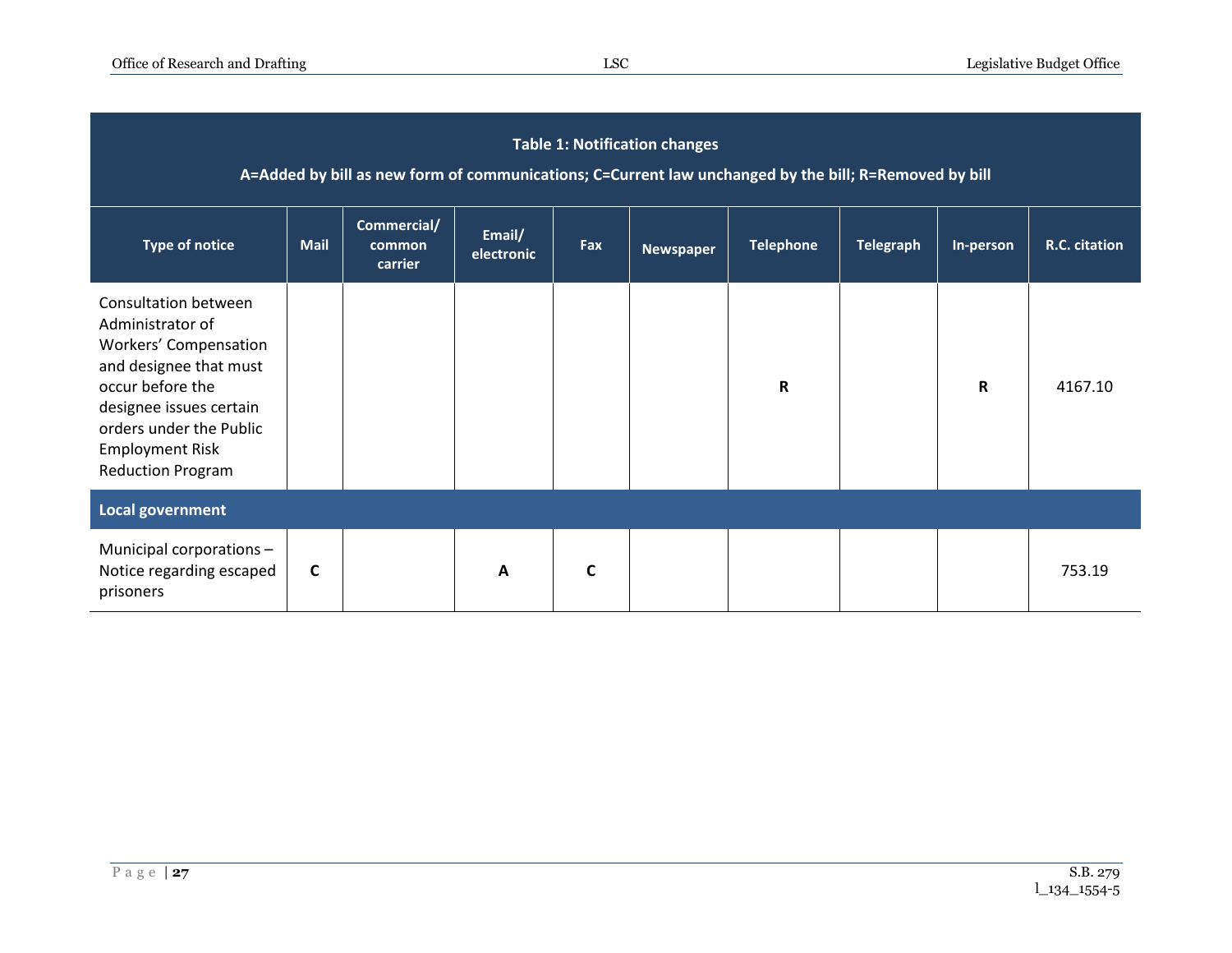| Table 1: Notification changes<br>A=Added by bill as new form of communications; C=Current law unchanged by the bill; R=Removed by bill | | | | | | | | | |
|---|---|---|---|---|---|---|---|---|---|
| **Type of notice** | **Mail** | **Commercial/ common carrier** | **Email/ electronic** | **Fax** | **Newspaper** | **Telephone** | **Telegraph** | **In-person** | **R.C. citation** |
| Consultation between Administrator of Workers' Compensation and designee that must occur before the designee issues certain orders under the Public Employment Risk Reduction Program | | | | | | **R** | | **R** | 4167.10 |
| **Local government** | | | | | | | | | |
| Municipal corporations – Notice regarding escaped prisoners | **C** | | **A** | **C** | | | | | 753.19 |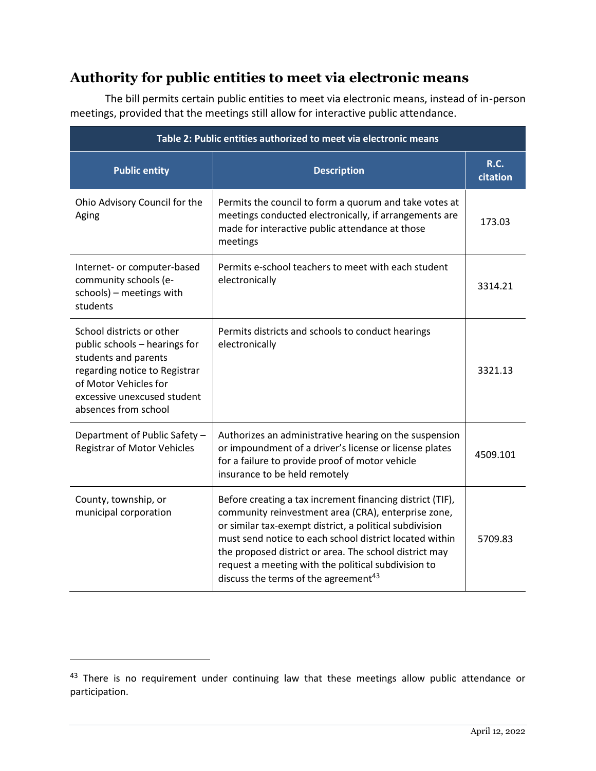## Authority for public entities to meet via electronic means

The bill permits certain public entities to meet via electronic means, instead of in-person meetings, provided that the meetings still allow for interactive public attendance.

**Table 2: Public entities authorized to meet via electronic means**

| Public entity | Description | R.C. citation |
|---|---|---|
| Ohio Advisory Council for the Aging | Permits the council to form a quorum and take votes at meetings conducted electronically, if arrangements are made for interactive public attendance at those meetings | 173.03 |
| Internet- or computer-based community schools (e-schools) – meetings with students | Permits e-school teachers to meet with each student electronically | 3314.21 |
| School districts or other public schools – hearings for students and parents regarding notice to Registrar of Motor Vehicles for excessive unexcused student absences from school | Permits districts and schools to conduct hearings electronically | 3321.13 |
| Department of Public Safety – Registrar of Motor Vehicles | Authorizes an administrative hearing on the suspension or impoundment of a driver's license or license plates for a failure to provide proof of motor vehicle insurance to be held remotely | 4509.101 |
| County, township, or municipal corporation | Before creating a tax increment financing district (TIF), community reinvestment area (CRA), enterprise zone, or similar tax-exempt district, a political subdivision must send notice to each school district located within the proposed district or area. The school district may request a meeting with the political subdivision to discuss the terms of the agreement[43] | 5709.83 |

[43] There is no requirement under continuing law that these meetings allow public attendance or participation.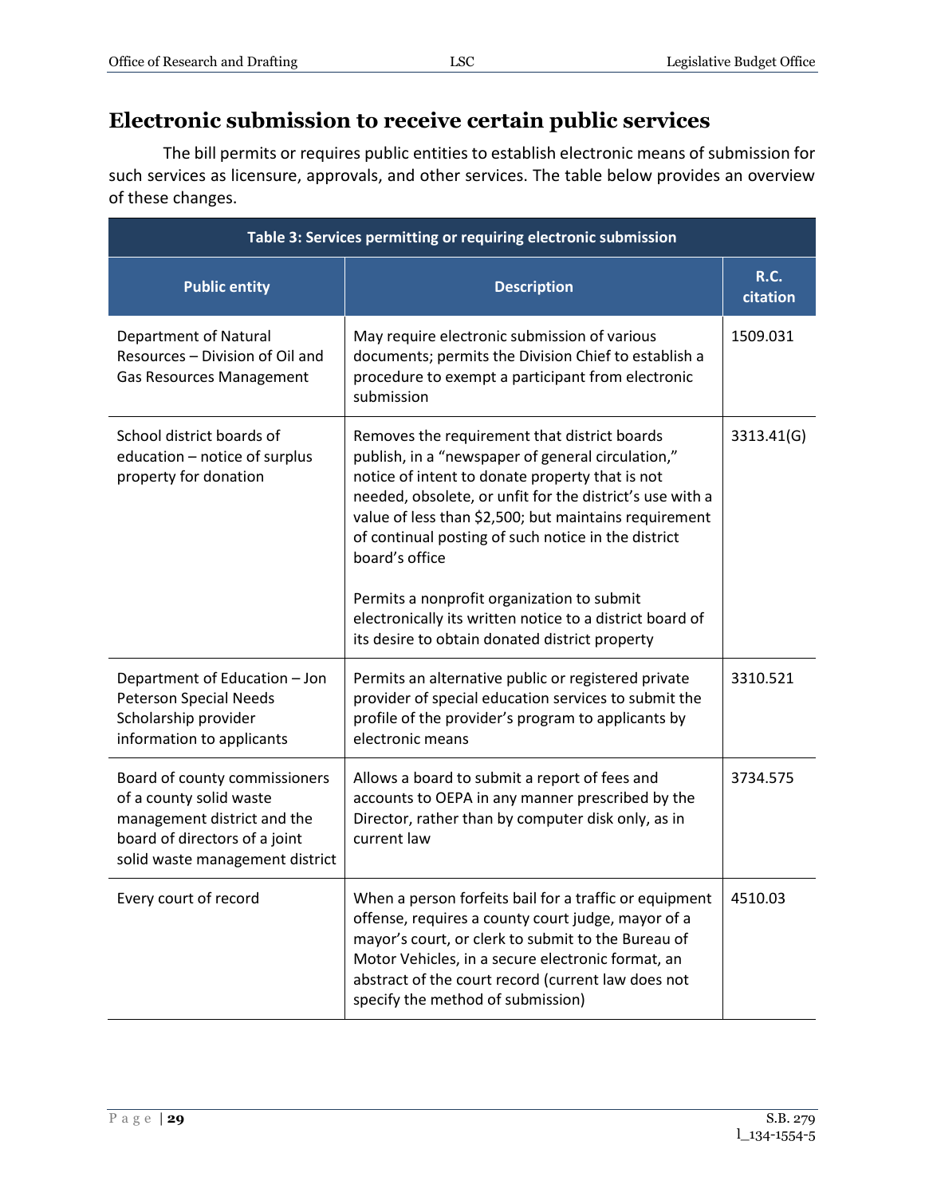## Electronic submission to receive certain public services

The bill permits or requires public entities to establish electronic means of submission for such services as licensure, approvals, and other services. The table below provides an overview of these changes.

| Table 3: Services permitting or requiring electronic submission | | |
|---|---|---|
| **Public entity** | **Description** | **R.C. citation** |
| Department of Natural Resources – Division of Oil and Gas Resources Management | May require electronic submission of various documents; permits the Division Chief to establish a procedure to exempt a participant from electronic submission | 1509.031 |
| School district boards of education – notice of surplus property for donation | Removes the requirement that district boards publish, in a "newspaper of general circulation," notice of intent to donate property that is not needed, obsolete, or unfit for the district's use with a value of less than $2,500; but maintains requirement of continual posting of such notice in the district board's office<br><br>Permits a nonprofit organization to submit electronically its written notice to a district board of its desire to obtain donated district property | 3313.41(G) |
| Department of Education – Jon Peterson Special Needs Scholarship provider information to applicants | Permits an alternative public or registered private provider of special education services to submit the profile of the provider's program to applicants by electronic means | 3310.521 |
| Board of county commissioners of a county solid waste management district and the board of directors of a joint solid waste management district | Allows a board to submit a report of fees and accounts to OEPA in any manner prescribed by the Director, rather than by computer disk only, as in current law | 3734.575 |
| Every court of record | When a person forfeits bail for a traffic or equipment offense, requires a county court judge, mayor of a mayor's court, or clerk to submit to the Bureau of Motor Vehicles, in a secure electronic format, an abstract of the court record (current law does not specify the method of submission) | 4510.03 |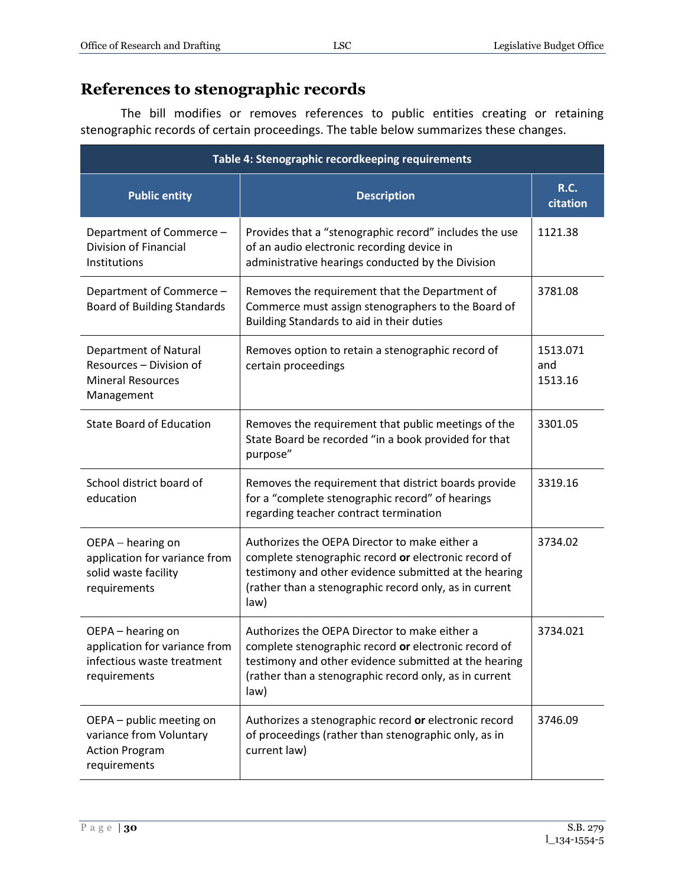## References to stenographic records

The bill modifies or removes references to public entities creating or retaining stenographic records of certain proceedings. The table below summarizes these changes.

| Table 4: Stenographic recordkeeping requirements | | |
|---|---|---|
| **Public entity** | **Description** | **R.C. citation** |
| Department of Commerce – Division of Financial Institutions | Provides that a "stenographic record" includes the use of an audio electronic recording device in administrative hearings conducted by the Division | 1121.38 |
| Department of Commerce – Board of Building Standards | Removes the requirement that the Department of Commerce must assign stenographers to the Board of Building Standards to aid in their duties | 3781.08 |
| Department of Natural Resources – Division of Mineral Resources Management | Removes option to retain a stenographic record of certain proceedings | 1513.071 and 1513.16 |
| State Board of Education | Removes the requirement that public meetings of the State Board be recorded "in a book provided for that purpose" | 3301.05 |
| School district board of education | Removes the requirement that district boards provide for a "complete stenographic record" of hearings regarding teacher contract termination | 3319.16 |
| OEPA – hearing on application for variance from solid waste facility requirements | Authorizes the OEPA Director to make either a complete stenographic record **or** electronic record of testimony and other evidence submitted at the hearing (rather than a stenographic record only, as in current law) | 3734.02 |
| OEPA – hearing on application for variance from infectious waste treatment requirements | Authorizes the OEPA Director to make either a complete stenographic record **or** electronic record of testimony and other evidence submitted at the hearing (rather than a stenographic record only, as in current law) | 3734.021 |
| OEPA – public meeting on variance from Voluntary Action Program requirements | Authorizes a stenographic record **or** electronic record of proceedings (rather than stenographic only, as in current law) | 3746.09 |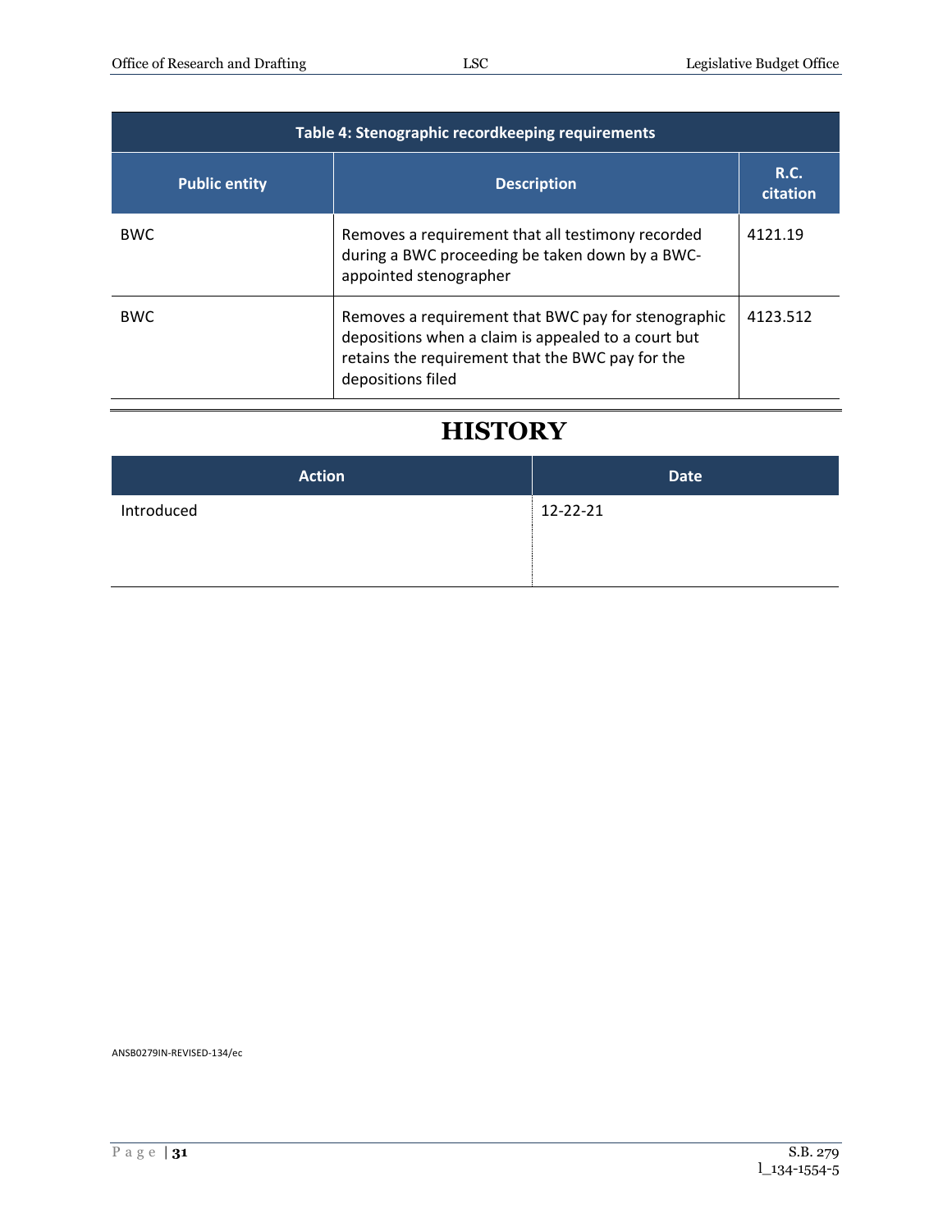| Table 4: Stenographic recordkeeping requirements | | |
|---|---|---|
| **Public entity** | **Description** | **R.C. citation** |
| BWC | Removes a requirement that all testimony recorded during a BWC proceeding be taken down by a BWC-appointed stenographer | 4121.19 |
| BWC | Removes a requirement that BWC pay for stenographic depositions when a claim is appealed to a court but retains the requirement that the BWC pay for the depositions filed | 4123.512 |

# HISTORY

| Action | Date |
|---|---|
| Introduced | 12-22-21 |

ANSB0279IN-REVISED-134/ec